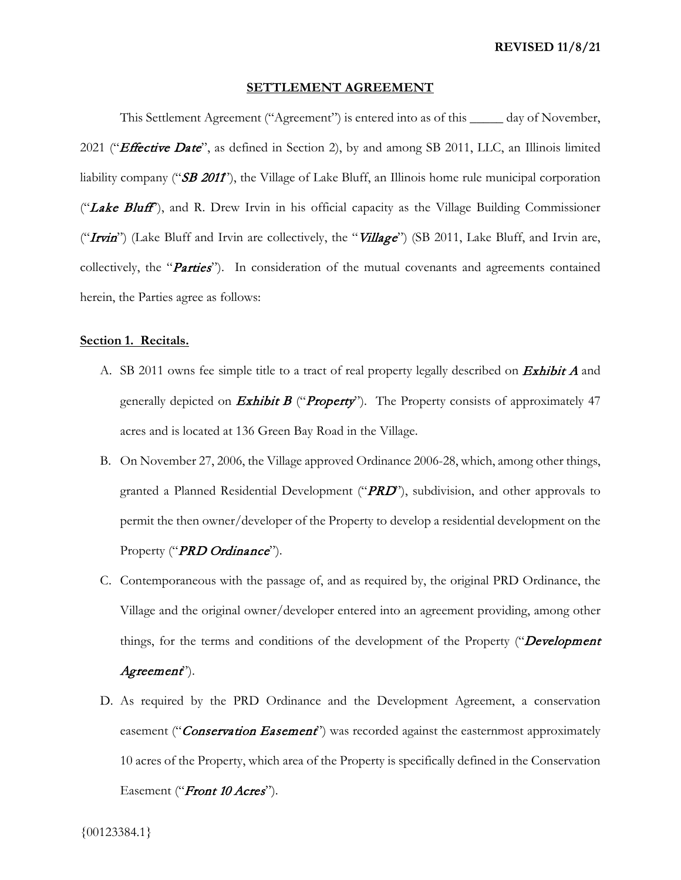**REVISED 11/8/21**

# SETTLEMENT AGREEMENT

This Settlement Agreement ("Agreement") is entered into as of this _____ day of November, 2021 ("***Effective Date***", as defined in Section 2), by and among SB 2011, LLC, an Illinois limited liability company ("***SB 2011***"), the Village of Lake Bluff, an Illinois home rule municipal corporation ("***Lake Bluff***"), and R. Drew Irvin in his official capacity as the Village Building Commissioner ("***Irvin***") (Lake Bluff and Irvin are collectively, the "***Village***") (SB 2011, Lake Bluff, and Irvin are, collectively, the "***Parties***"). In consideration of the mutual covenants and agreements contained herein, the Parties agree as follows:

**Section 1. Recitals.**

A. SB 2011 owns fee simple title to a tract of real property legally described on ***Exhibit A*** and generally depicted on ***Exhibit B*** ("***Property***"). The Property consists of approximately 47 acres and is located at 136 Green Bay Road in the Village.

B. On November 27, 2006, the Village approved Ordinance 2006-28, which, among other things, granted a Planned Residential Development ("***PRD***"), subdivision, and other approvals to permit the then owner/developer of the Property to develop a residential development on the Property ("***PRD Ordinance***").

C. Contemporaneous with the passage of, and as required by, the original PRD Ordinance, the Village and the original owner/developer entered into an agreement providing, among other things, for the terms and conditions of the development of the Property ("***Development Agreement***").

D. As required by the PRD Ordinance and the Development Agreement, a conservation easement ("***Conservation Easement***") was recorded against the easternmost approximately 10 acres of the Property, which area of the Property is specifically defined in the Conservation Easement ("***Front 10 Acres***").

{00123384.1}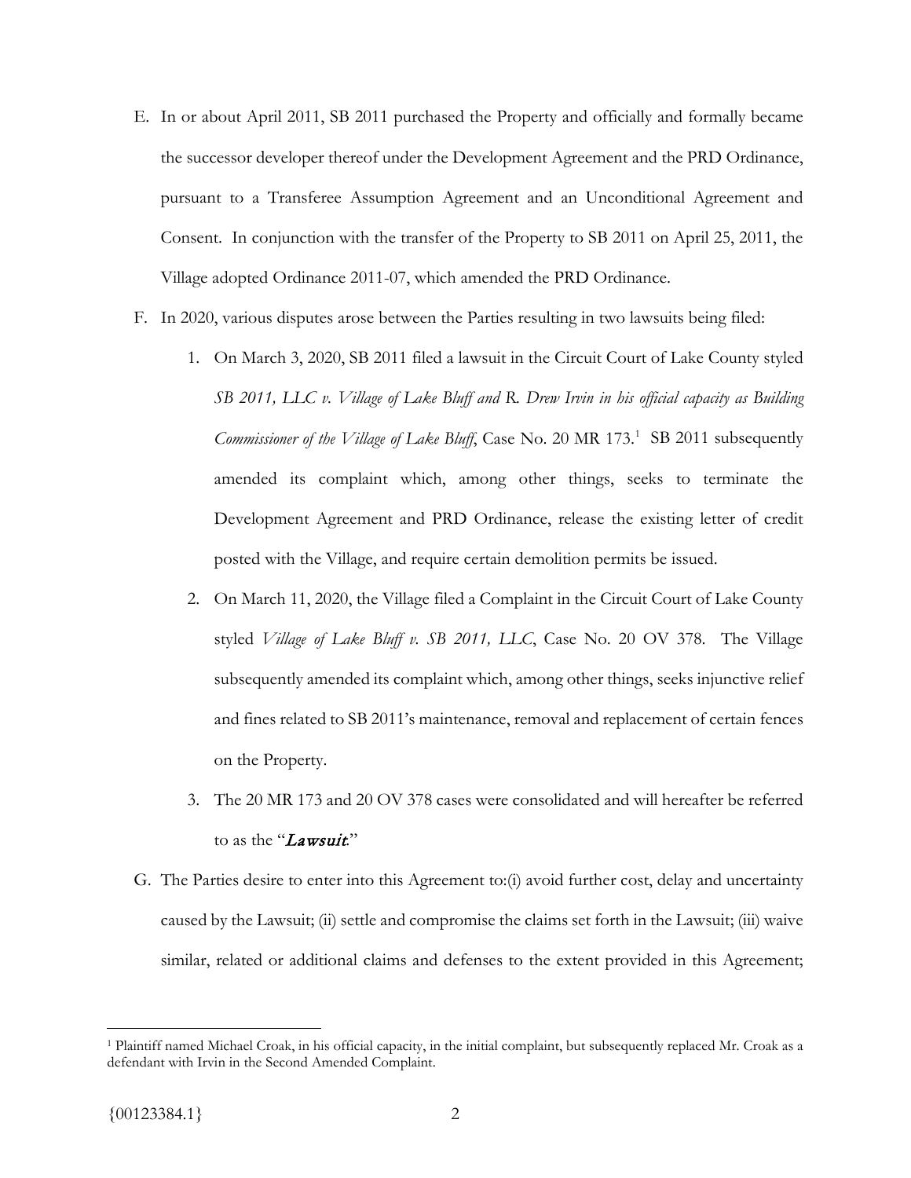E. In or about April 2011, SB 2011 purchased the Property and officially and formally became the successor developer thereof under the Development Agreement and the PRD Ordinance, pursuant to a Transferee Assumption Agreement and an Unconditional Agreement and Consent. In conjunction with the transfer of the Property to SB 2011 on April 25, 2011, the Village adopted Ordinance 2011-07, which amended the PRD Ordinance.

F. In 2020, various disputes arose between the Parties resulting in two lawsuits being filed:

   1. On March 3, 2020, SB 2011 filed a lawsuit in the Circuit Court of Lake County styled *SB 2011, LLC v. Village of Lake Bluff and R. Drew Irvin in his official capacity as Building Commissioner of the Village of Lake Bluff*, Case No. 20 MR 173.[1] SB 2011 subsequently amended its complaint which, among other things, seeks to terminate the Development Agreement and PRD Ordinance, release the existing letter of credit posted with the Village, and require certain demolition permits be issued.

   2. On March 11, 2020, the Village filed a Complaint in the Circuit Court of Lake County styled *Village of Lake Bluff v. SB 2011, LLC*, Case No. 20 OV 378. The Village subsequently amended its complaint which, among other things, seeks injunctive relief and fines related to SB 2011's maintenance, removal and replacement of certain fences on the Property.

   3. The 20 MR 173 and 20 OV 378 cases were consolidated and will hereafter be referred to as the "***Lawsuit***."

G. The Parties desire to enter into this Agreement to:(i) avoid further cost, delay and uncertainty caused by the Lawsuit; (ii) settle and compromise the claims set forth in the Lawsuit; (iii) waive similar, related or additional claims and defenses to the extent provided in this Agreement;

---

[1] Plaintiff named Michael Croak, in his official capacity, in the initial complaint, but subsequently replaced Mr. Croak as a defendant with Irvin in the Second Amended Complaint.

{00123384.1}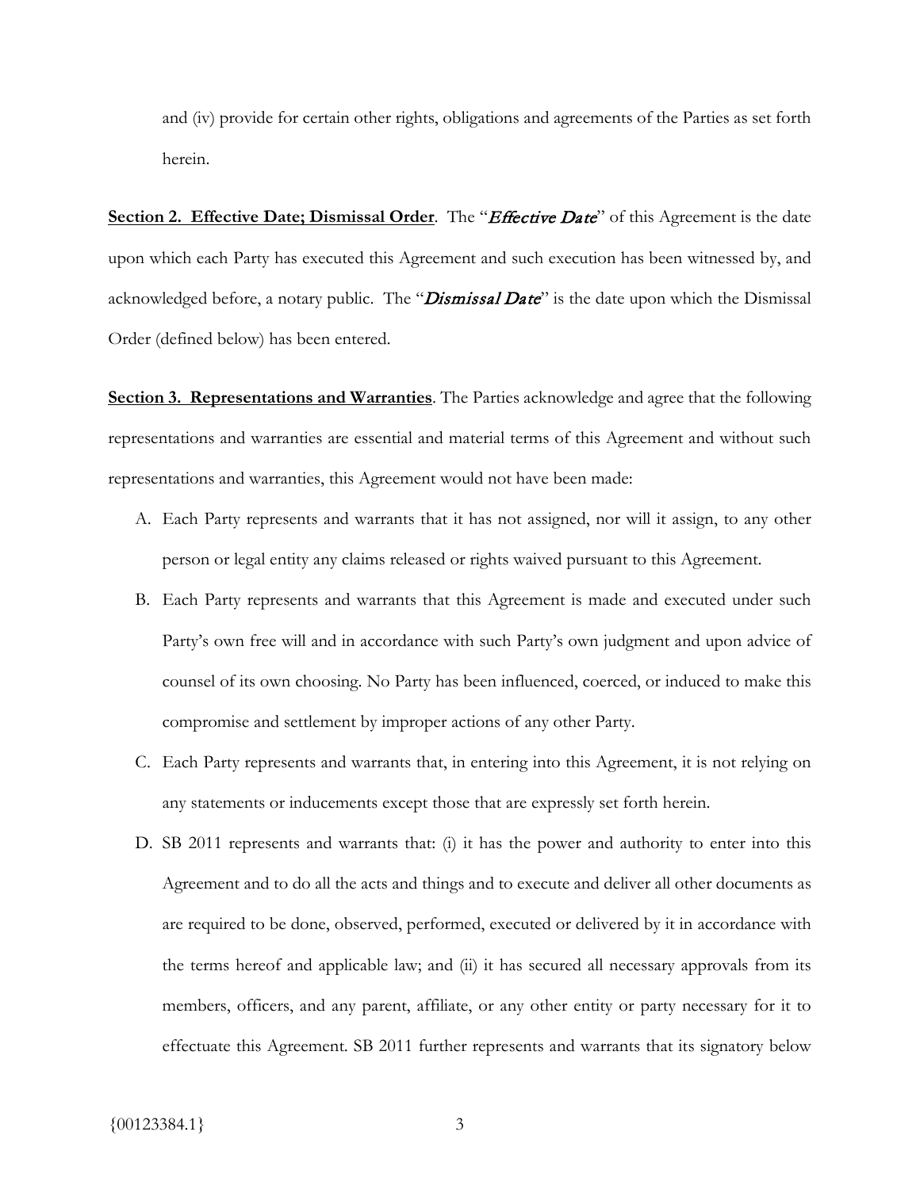and (iv) provide for certain other rights, obligations and agreements of the Parties as set forth herein.

**Section 2. Effective Date; Dismissal Order**. The "***Effective Date***" of this Agreement is the date upon which each Party has executed this Agreement and such execution has been witnessed by, and acknowledged before, a notary public. The "***Dismissal Date***" is the date upon which the Dismissal Order (defined below) has been entered.

**Section 3. Representations and Warranties**. The Parties acknowledge and agree that the following representations and warranties are essential and material terms of this Agreement and without such representations and warranties, this Agreement would not have been made:

A. Each Party represents and warrants that it has not assigned, nor will it assign, to any other person or legal entity any claims released or rights waived pursuant to this Agreement.

B. Each Party represents and warrants that this Agreement is made and executed under such Party's own free will and in accordance with such Party's own judgment and upon advice of counsel of its own choosing. No Party has been influenced, coerced, or induced to make this compromise and settlement by improper actions of any other Party.

C. Each Party represents and warrants that, in entering into this Agreement, it is not relying on any statements or inducements except those that are expressly set forth herein.

D. SB 2011 represents and warrants that: (i) it has the power and authority to enter into this Agreement and to do all the acts and things and to execute and deliver all other documents as are required to be done, observed, performed, executed or delivered by it in accordance with the terms hereof and applicable law; and (ii) it has secured all necessary approvals from its members, officers, and any parent, affiliate, or any other entity or party necessary for it to effectuate this Agreement. SB 2011 further represents and warrants that its signatory below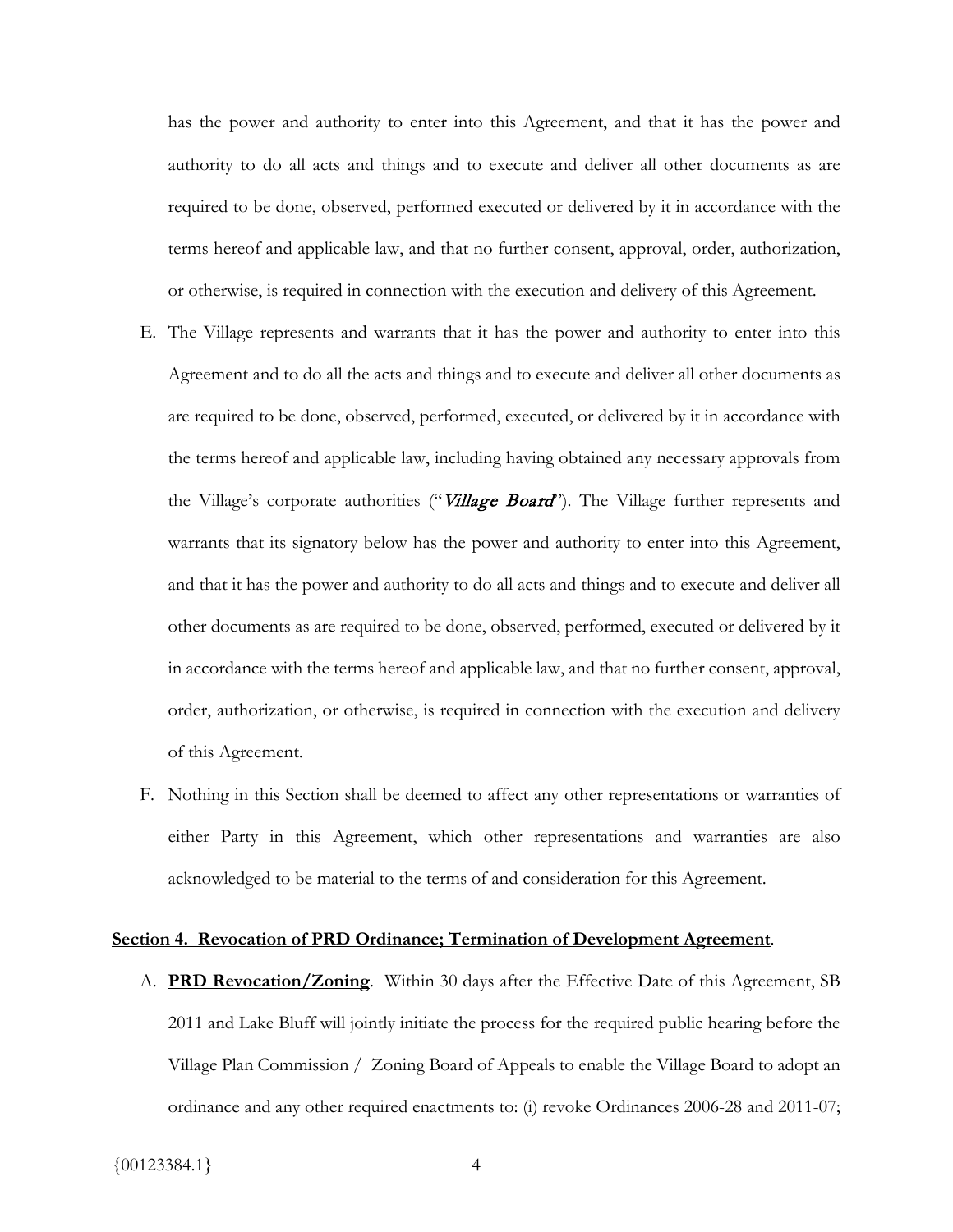has the power and authority to enter into this Agreement, and that it has the power and authority to do all acts and things and to execute and deliver all other documents as are required to be done, observed, performed executed or delivered by it in accordance with the terms hereof and applicable law, and that no further consent, approval, order, authorization, or otherwise, is required in connection with the execution and delivery of this Agreement.

E. The Village represents and warrants that it has the power and authority to enter into this Agreement and to do all the acts and things and to execute and deliver all other documents as are required to be done, observed, performed, executed, or delivered by it in accordance with the terms hereof and applicable law, including having obtained any necessary approvals from the Village's corporate authorities ("***Village Board***"). The Village further represents and warrants that its signatory below has the power and authority to enter into this Agreement, and that it has the power and authority to do all acts and things and to execute and deliver all other documents as are required to be done, observed, performed, executed or delivered by it in accordance with the terms hereof and applicable law, and that no further consent, approval, order, authorization, or otherwise, is required in connection with the execution and delivery of this Agreement.

F. Nothing in this Section shall be deemed to affect any other representations or warranties of either Party in this Agreement, which other representations and warranties are also acknowledged to be material to the terms of and consideration for this Agreement.

**Section 4. Revocation of PRD Ordinance; Termination of Development Agreement**.

A. **PRD Revocation/Zoning**. Within 30 days after the Effective Date of this Agreement, SB 2011 and Lake Bluff will jointly initiate the process for the required public hearing before the Village Plan Commission / Zoning Board of Appeals to enable the Village Board to adopt an ordinance and any other required enactments to: (i) revoke Ordinances 2006-28 and 2011-07;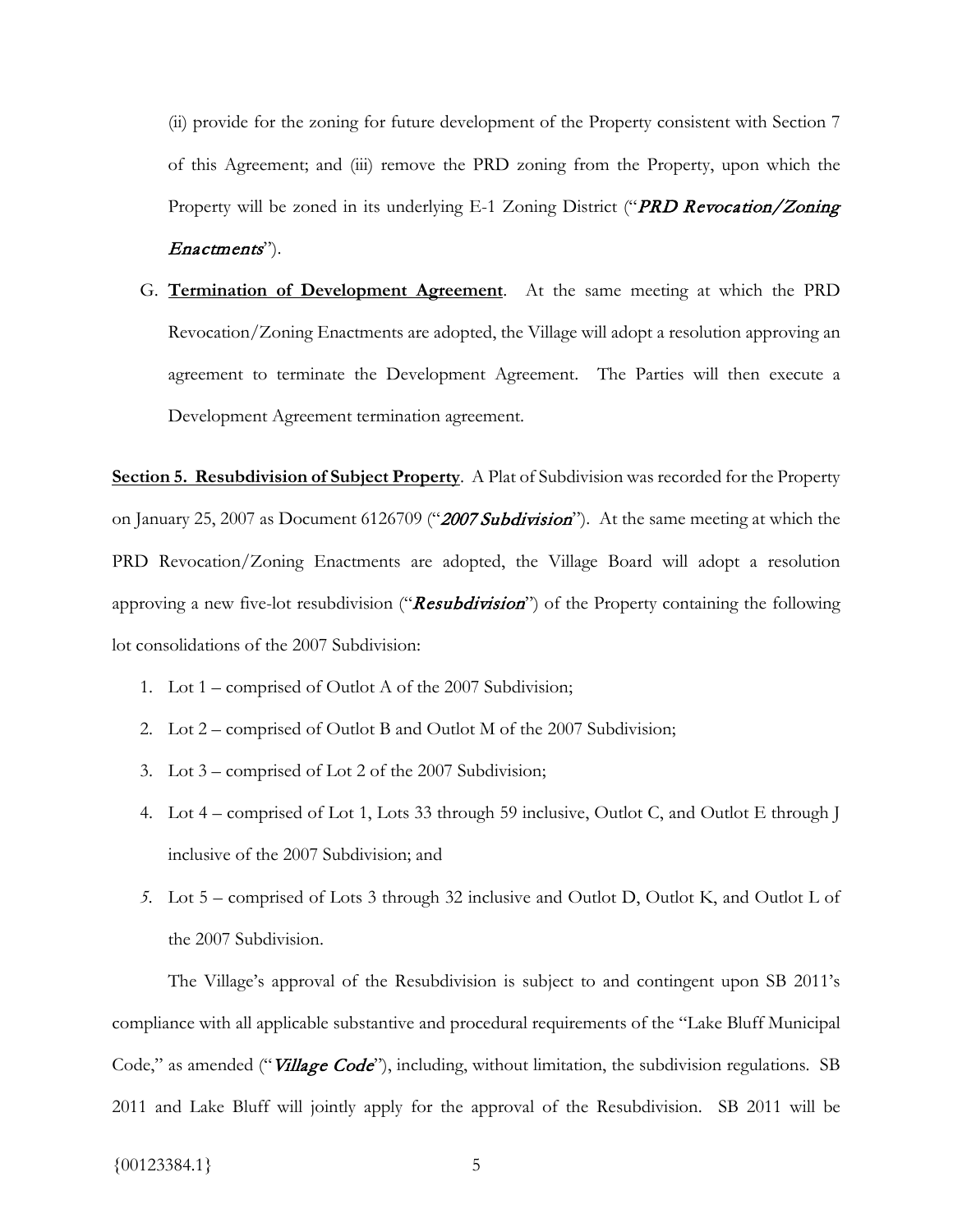(ii) provide for the zoning for future development of the Property consistent with Section 7 of this Agreement; and (iii) remove the PRD zoning from the Property, upon which the Property will be zoned in its underlying E-1 Zoning District ("***PRD Revocation/Zoning Enactments***").

G. **Termination of Development Agreement**. At the same meeting at which the PRD Revocation/Zoning Enactments are adopted, the Village will adopt a resolution approving an agreement to terminate the Development Agreement. The Parties will then execute a Development Agreement termination agreement.

**Section 5. Resubdivision of Subject Property**. A Plat of Subdivision was recorded for the Property on January 25, 2007 as Document 6126709 ("***2007 Subdivision***"). At the same meeting at which the PRD Revocation/Zoning Enactments are adopted, the Village Board will adopt a resolution approving a new five-lot resubdivision ("***Resubdivision***") of the Property containing the following lot consolidations of the 2007 Subdivision:

1. Lot 1 – comprised of Outlot A of the 2007 Subdivision;
2. Lot 2 – comprised of Outlot B and Outlot M of the 2007 Subdivision;
3. Lot 3 – comprised of Lot 2 of the 2007 Subdivision;
4. Lot 4 – comprised of Lot 1, Lots 33 through 59 inclusive, Outlot C, and Outlot E through J inclusive of the 2007 Subdivision; and
5. Lot 5 – comprised of Lots 3 through 32 inclusive and Outlot D, Outlot K, and Outlot L of the 2007 Subdivision.

The Village's approval of the Resubdivision is subject to and contingent upon SB 2011's compliance with all applicable substantive and procedural requirements of the "Lake Bluff Municipal Code," as amended ("***Village Code***"), including, without limitation, the subdivision regulations. SB 2011 and Lake Bluff will jointly apply for the approval of the Resubdivision. SB 2011 will be

{00123384.1}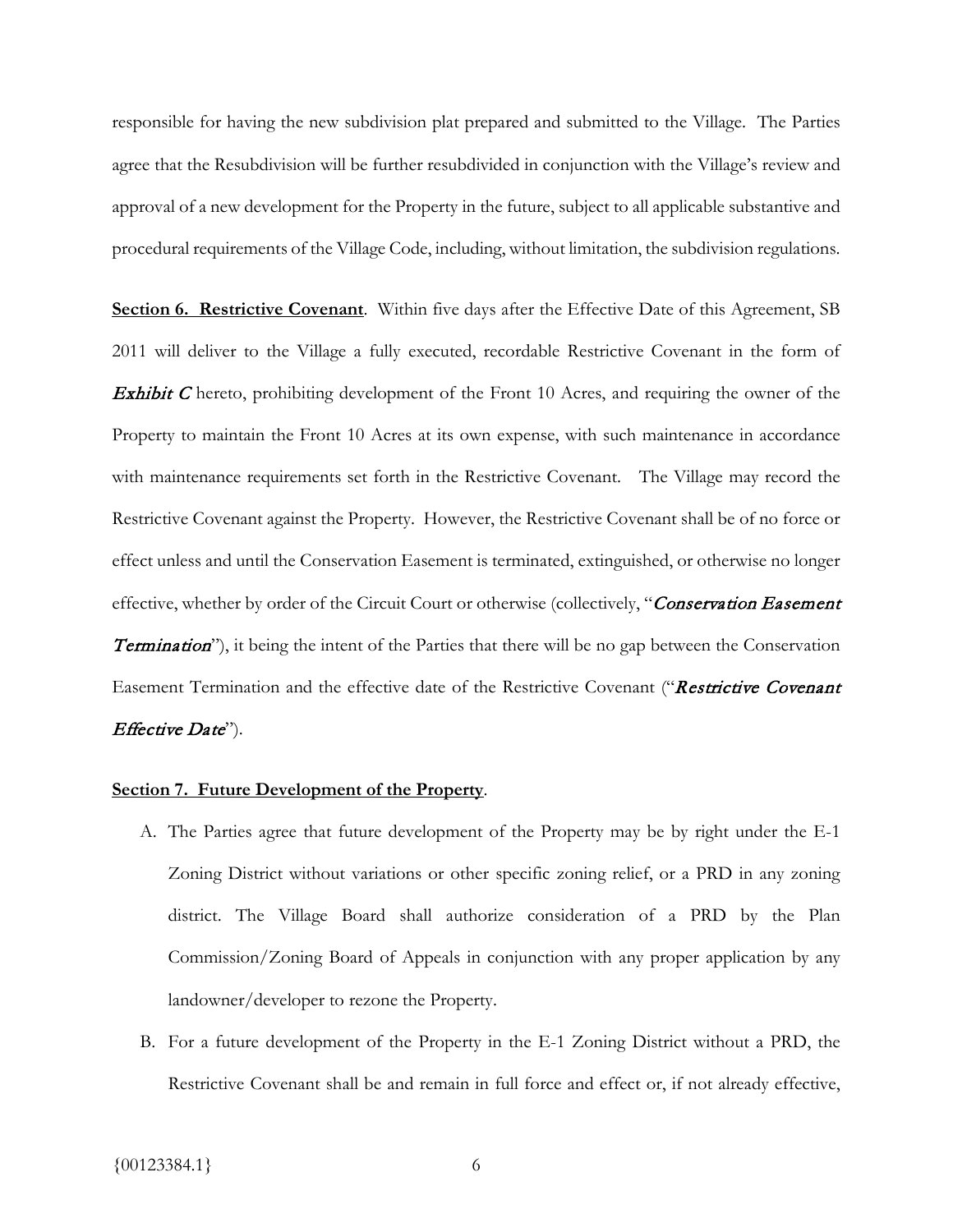responsible for having the new subdivision plat prepared and submitted to the Village. The Parties agree that the Resubdivision will be further resubdivided in conjunction with the Village's review and approval of a new development for the Property in the future, subject to all applicable substantive and procedural requirements of the Village Code, including, without limitation, the subdivision regulations.

**Section 6. Restrictive Covenant**. Within five days after the Effective Date of this Agreement, SB 2011 will deliver to the Village a fully executed, recordable Restrictive Covenant in the form of ***Exhibit C*** hereto, prohibiting development of the Front 10 Acres, and requiring the owner of the Property to maintain the Front 10 Acres at its own expense, with such maintenance in accordance with maintenance requirements set forth in the Restrictive Covenant. The Village may record the Restrictive Covenant against the Property. However, the Restrictive Covenant shall be of no force or effect unless and until the Conservation Easement is terminated, extinguished, or otherwise no longer effective, whether by order of the Circuit Court or otherwise (collectively, "***Conservation Easement Termination***"), it being the intent of the Parties that there will be no gap between the Conservation Easement Termination and the effective date of the Restrictive Covenant ("***Restrictive Covenant Effective Date***").

**Section 7. Future Development of the Property**.

A. The Parties agree that future development of the Property may be by right under the E-1 Zoning District without variations or other specific zoning relief, or a PRD in any zoning district. The Village Board shall authorize consideration of a PRD by the Plan Commission/Zoning Board of Appeals in conjunction with any proper application by any landowner/developer to rezone the Property.

B. For a future development of the Property in the E-1 Zoning District without a PRD, the Restrictive Covenant shall be and remain in full force and effect or, if not already effective,

{00123384.1}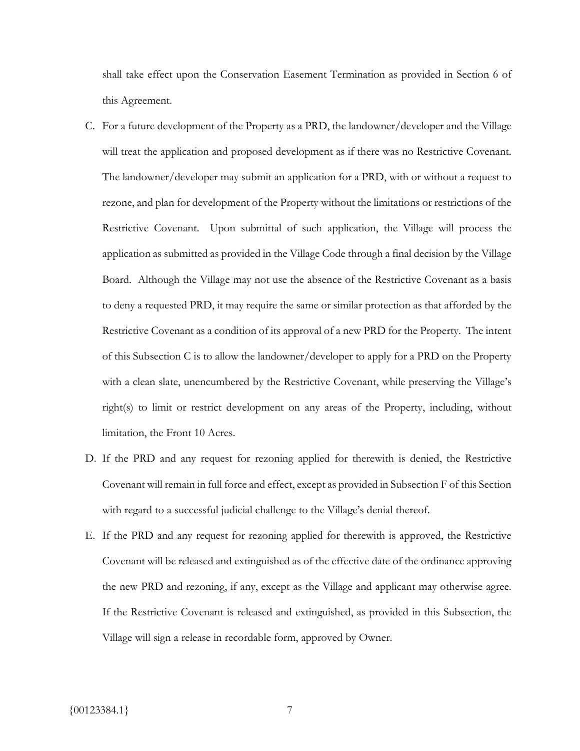shall take effect upon the Conservation Easement Termination as provided in Section 6 of this Agreement.

C. For a future development of the Property as a PRD, the landowner/developer and the Village will treat the application and proposed development as if there was no Restrictive Covenant. The landowner/developer may submit an application for a PRD, with or without a request to rezone, and plan for development of the Property without the limitations or restrictions of the Restrictive Covenant. Upon submittal of such application, the Village will process the application as submitted as provided in the Village Code through a final decision by the Village Board. Although the Village may not use the absence of the Restrictive Covenant as a basis to deny a requested PRD, it may require the same or similar protection as that afforded by the Restrictive Covenant as a condition of its approval of a new PRD for the Property. The intent of this Subsection C is to allow the landowner/developer to apply for a PRD on the Property with a clean slate, unencumbered by the Restrictive Covenant, while preserving the Village's right(s) to limit or restrict development on any areas of the Property, including, without limitation, the Front 10 Acres.

D. If the PRD and any request for rezoning applied for therewith is denied, the Restrictive Covenant will remain in full force and effect, except as provided in Subsection F of this Section with regard to a successful judicial challenge to the Village's denial thereof.

E. If the PRD and any request for rezoning applied for therewith is approved, the Restrictive Covenant will be released and extinguished as of the effective date of the ordinance approving the new PRD and rezoning, if any, except as the Village and applicant may otherwise agree. If the Restrictive Covenant is released and extinguished, as provided in this Subsection, the Village will sign a release in recordable form, approved by Owner.

{00123384.1}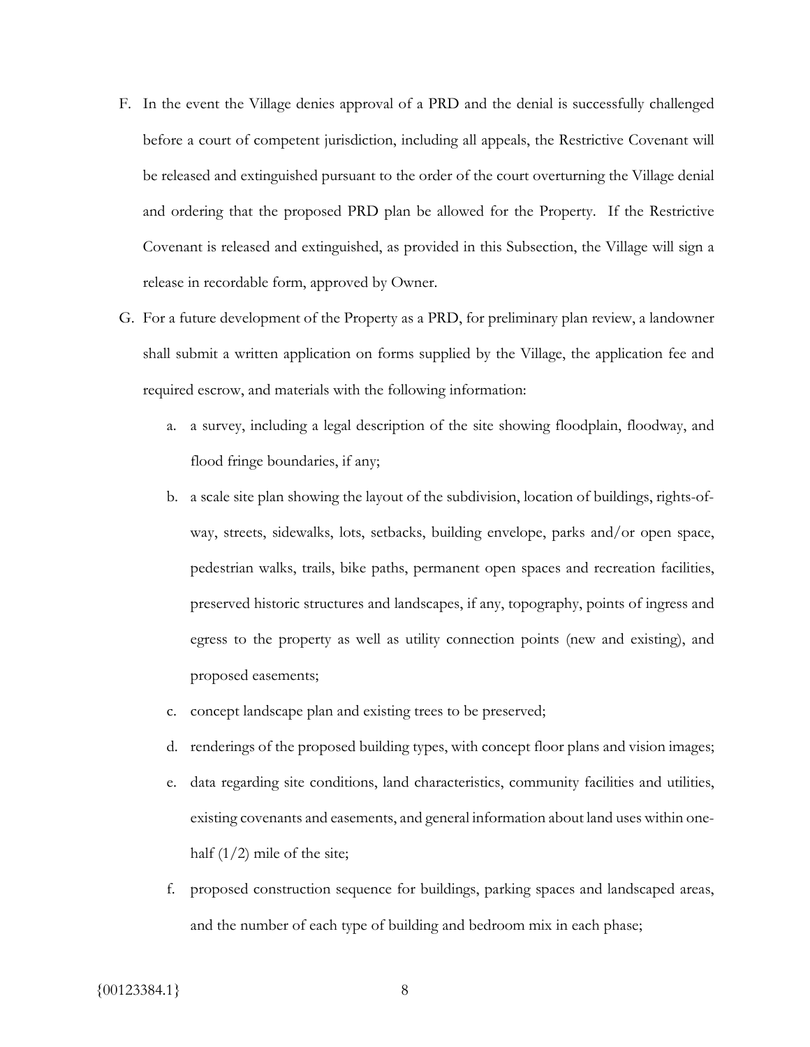F. In the event the Village denies approval of a PRD and the denial is successfully challenged before a court of competent jurisdiction, including all appeals, the Restrictive Covenant will be released and extinguished pursuant to the order of the court overturning the Village denial and ordering that the proposed PRD plan be allowed for the Property. If the Restrictive Covenant is released and extinguished, as provided in this Subsection, the Village will sign a release in recordable form, approved by Owner.

G. For a future development of the Property as a PRD, for preliminary plan review, a landowner shall submit a written application on forms supplied by the Village, the application fee and required escrow, and materials with the following information:

   a. a survey, including a legal description of the site showing floodplain, floodway, and flood fringe boundaries, if any;

   b. a scale site plan showing the layout of the subdivision, location of buildings, rights-of-way, streets, sidewalks, lots, setbacks, building envelope, parks and/or open space, pedestrian walks, trails, bike paths, permanent open spaces and recreation facilities, preserved historic structures and landscapes, if any, topography, points of ingress and egress to the property as well as utility connection points (new and existing), and proposed easements;

   c. concept landscape plan and existing trees to be preserved;

   d. renderings of the proposed building types, with concept floor plans and vision images;

   e. data regarding site conditions, land characteristics, community facilities and utilities, existing covenants and easements, and general information about land uses within one-half (1/2) mile of the site;

   f. proposed construction sequence for buildings, parking spaces and landscaped areas, and the number of each type of building and bedroom mix in each phase;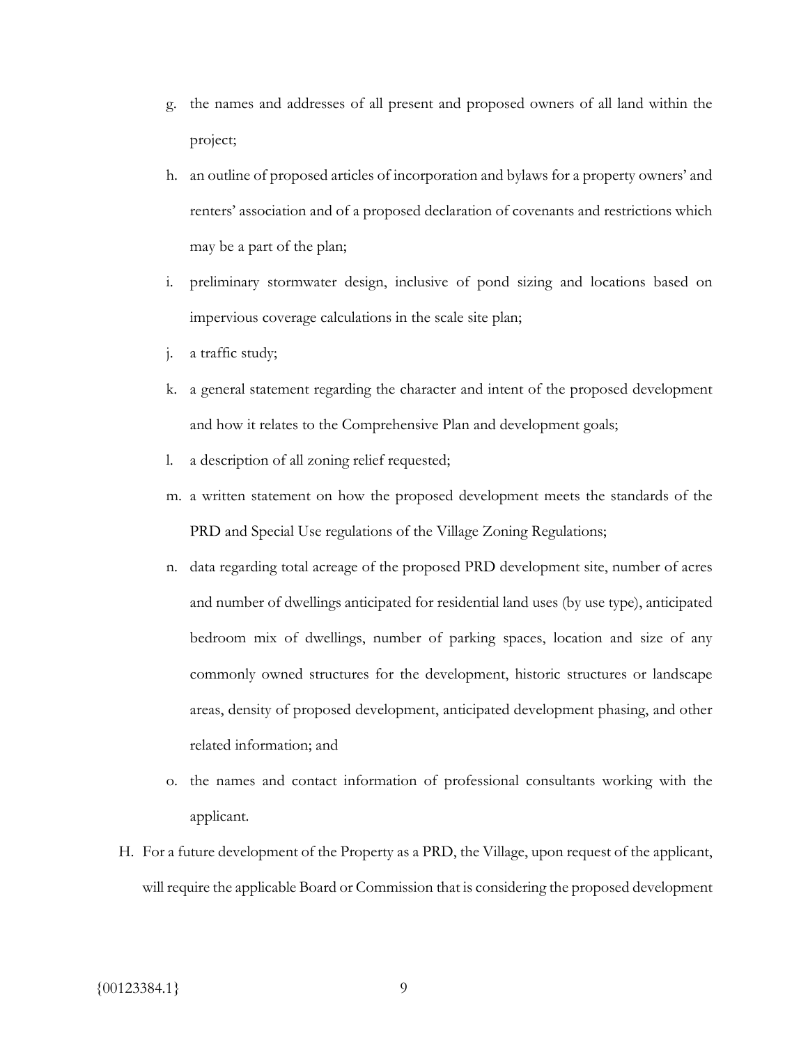g. the names and addresses of all present and proposed owners of all land within the project;

h. an outline of proposed articles of incorporation and bylaws for a property owners' and renters' association and of a proposed declaration of covenants and restrictions which may be a part of the plan;

i. preliminary stormwater design, inclusive of pond sizing and locations based on impervious coverage calculations in the scale site plan;

j. a traffic study;

k. a general statement regarding the character and intent of the proposed development and how it relates to the Comprehensive Plan and development goals;

l. a description of all zoning relief requested;

m. a written statement on how the proposed development meets the standards of the PRD and Special Use regulations of the Village Zoning Regulations;

n. data regarding total acreage of the proposed PRD development site, number of acres and number of dwellings anticipated for residential land uses (by use type), anticipated bedroom mix of dwellings, number of parking spaces, location and size of any commonly owned structures for the development, historic structures or landscape areas, density of proposed development, anticipated development phasing, and other related information; and

o. the names and contact information of professional consultants working with the applicant.

H. For a future development of the Property as a PRD, the Village, upon request of the applicant, will require the applicable Board or Commission that is considering the proposed development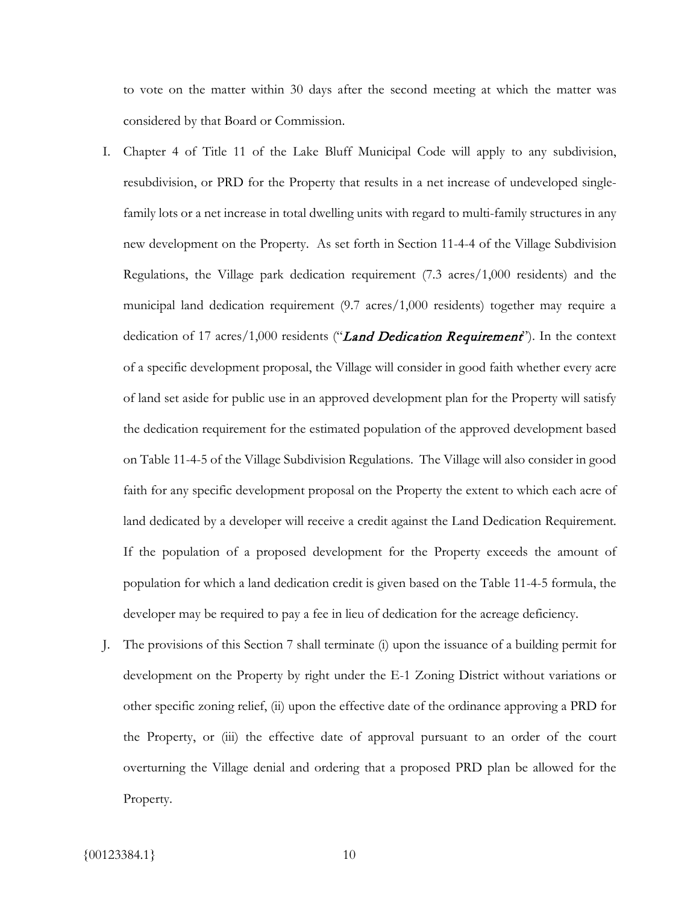to vote on the matter within 30 days after the second meeting at which the matter was considered by that Board or Commission.

I. Chapter 4 of Title 11 of the Lake Bluff Municipal Code will apply to any subdivision, resubdivision, or PRD for the Property that results in a net increase of undeveloped single-family lots or a net increase in total dwelling units with regard to multi-family structures in any new development on the Property. As set forth in Section 11-4-4 of the Village Subdivision Regulations, the Village park dedication requirement (7.3 acres/1,000 residents) and the municipal land dedication requirement (9.7 acres/1,000 residents) together may require a dedication of 17 acres/1,000 residents ("***Land Dedication Requirement***"). In the context of a specific development proposal, the Village will consider in good faith whether every acre of land set aside for public use in an approved development plan for the Property will satisfy the dedication requirement for the estimated population of the approved development based on Table 11-4-5 of the Village Subdivision Regulations. The Village will also consider in good faith for any specific development proposal on the Property the extent to which each acre of land dedicated by a developer will receive a credit against the Land Dedication Requirement. If the population of a proposed development for the Property exceeds the amount of population for which a land dedication credit is given based on the Table 11-4-5 formula, the developer may be required to pay a fee in lieu of dedication for the acreage deficiency.

J. The provisions of this Section 7 shall terminate (i) upon the issuance of a building permit for development on the Property by right under the E-1 Zoning District without variations or other specific zoning relief, (ii) upon the effective date of the ordinance approving a PRD for the Property, or (iii) the effective date of approval pursuant to an order of the court overturning the Village denial and ordering that a proposed PRD plan be allowed for the Property.

{00123384.1}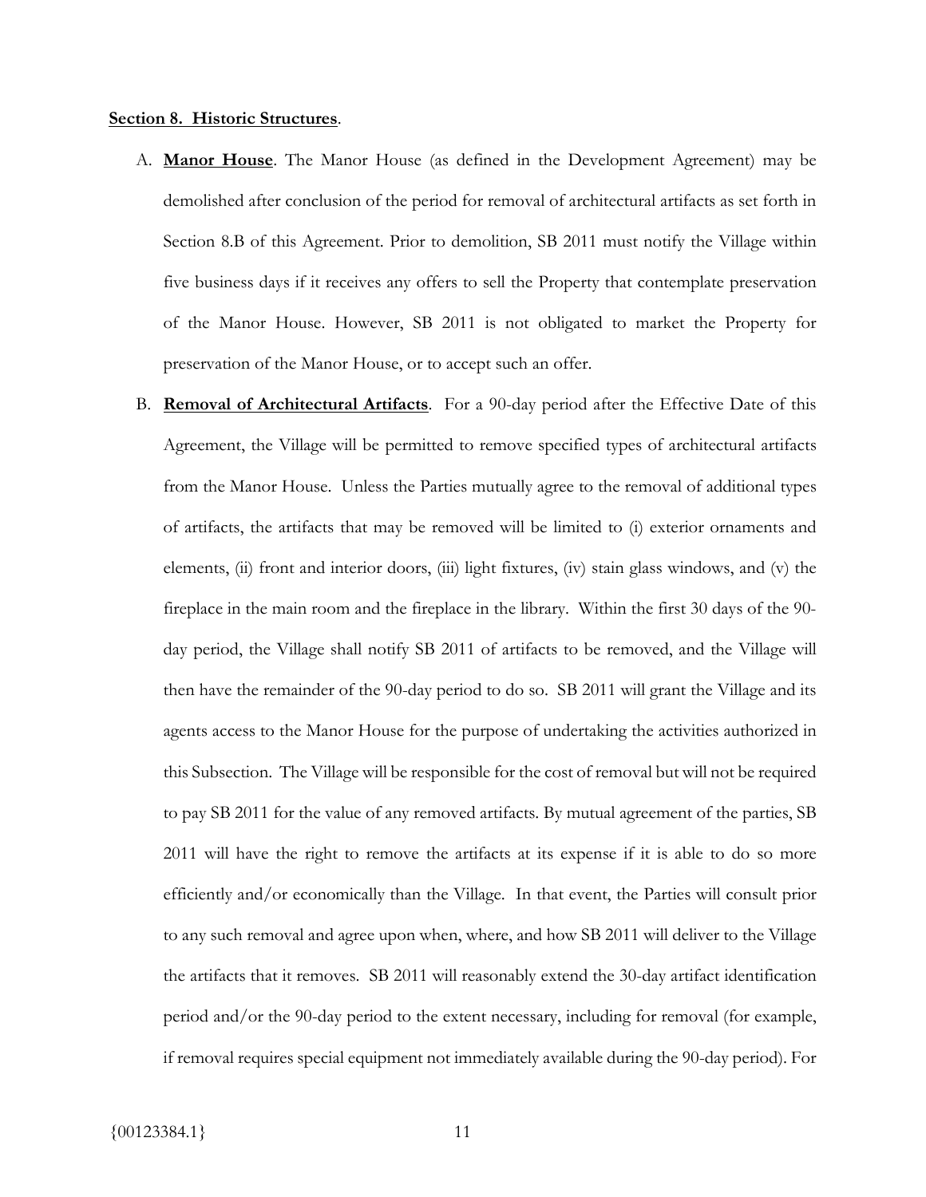**Section 8. Historic Structures**.

A. **Manor House**. The Manor House (as defined in the Development Agreement) may be demolished after conclusion of the period for removal of architectural artifacts as set forth in Section 8.B of this Agreement. Prior to demolition, SB 2011 must notify the Village within five business days if it receives any offers to sell the Property that contemplate preservation of the Manor House. However, SB 2011 is not obligated to market the Property for preservation of the Manor House, or to accept such an offer.

B. **Removal of Architectural Artifacts**. For a 90-day period after the Effective Date of this Agreement, the Village will be permitted to remove specified types of architectural artifacts from the Manor House. Unless the Parties mutually agree to the removal of additional types of artifacts, the artifacts that may be removed will be limited to (i) exterior ornaments and elements, (ii) front and interior doors, (iii) light fixtures, (iv) stain glass windows, and (v) the fireplace in the main room and the fireplace in the library. Within the first 30 days of the 90-day period, the Village shall notify SB 2011 of artifacts to be removed, and the Village will then have the remainder of the 90-day period to do so. SB 2011 will grant the Village and its agents access to the Manor House for the purpose of undertaking the activities authorized in this Subsection. The Village will be responsible for the cost of removal but will not be required to pay SB 2011 for the value of any removed artifacts. By mutual agreement of the parties, SB 2011 will have the right to remove the artifacts at its expense if it is able to do so more efficiently and/or economically than the Village. In that event, the Parties will consult prior to any such removal and agree upon when, where, and how SB 2011 will deliver to the Village the artifacts that it removes. SB 2011 will reasonably extend the 30-day artifact identification period and/or the 90-day period to the extent necessary, including for removal (for example, if removal requires special equipment not immediately available during the 90-day period). For

{00123384.1}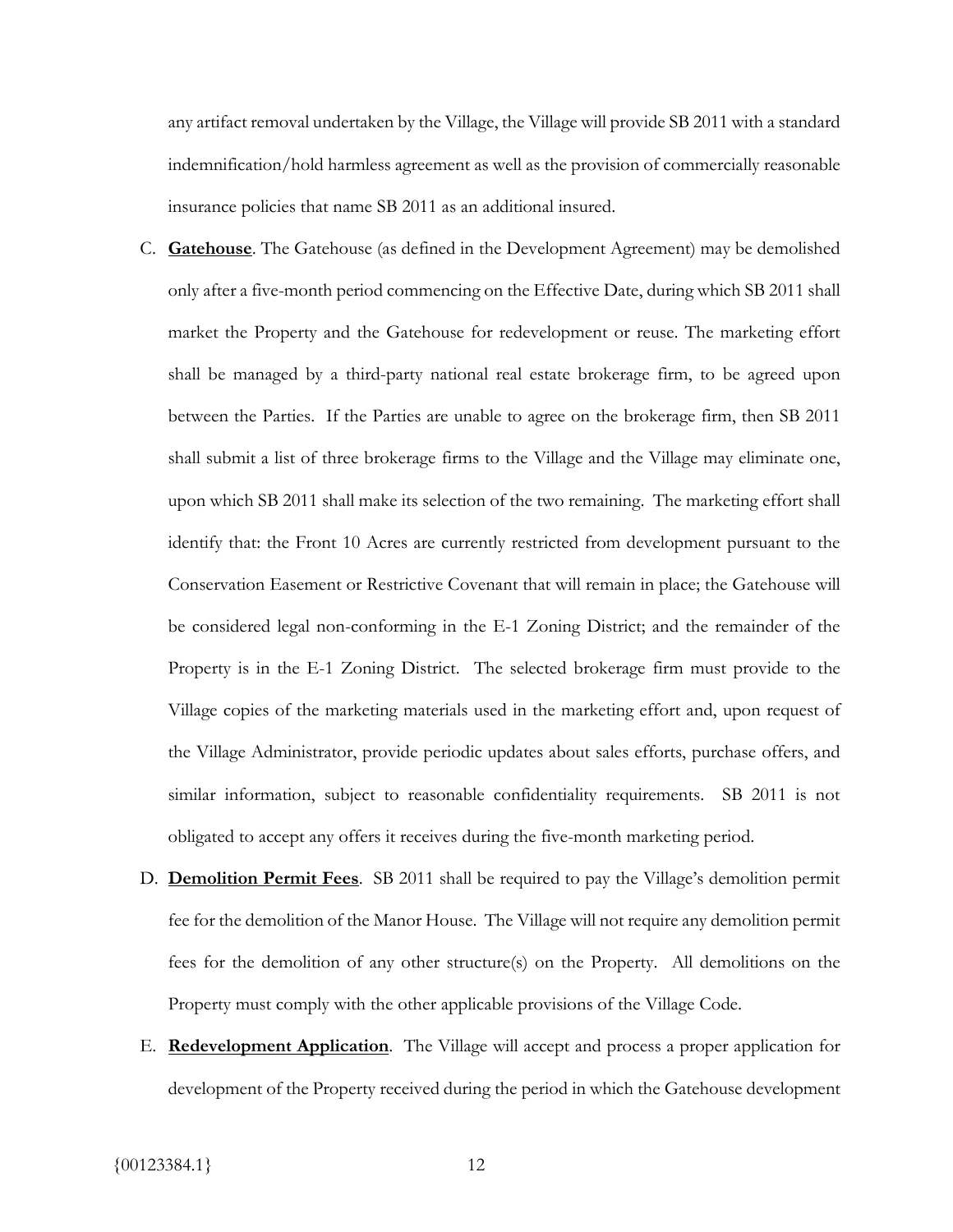any artifact removal undertaken by the Village, the Village will provide SB 2011 with a standard indemnification/hold harmless agreement as well as the provision of commercially reasonable insurance policies that name SB 2011 as an additional insured.

C. **Gatehouse**. The Gatehouse (as defined in the Development Agreement) may be demolished only after a five-month period commencing on the Effective Date, during which SB 2011 shall market the Property and the Gatehouse for redevelopment or reuse. The marketing effort shall be managed by a third-party national real estate brokerage firm, to be agreed upon between the Parties. If the Parties are unable to agree on the brokerage firm, then SB 2011 shall submit a list of three brokerage firms to the Village and the Village may eliminate one, upon which SB 2011 shall make its selection of the two remaining. The marketing effort shall identify that: the Front 10 Acres are currently restricted from development pursuant to the Conservation Easement or Restrictive Covenant that will remain in place; the Gatehouse will be considered legal non-conforming in the E-1 Zoning District; and the remainder of the Property is in the E-1 Zoning District. The selected brokerage firm must provide to the Village copies of the marketing materials used in the marketing effort and, upon request of the Village Administrator, provide periodic updates about sales efforts, purchase offers, and similar information, subject to reasonable confidentiality requirements. SB 2011 is not obligated to accept any offers it receives during the five-month marketing period.

D. **Demolition Permit Fees**. SB 2011 shall be required to pay the Village's demolition permit fee for the demolition of the Manor House. The Village will not require any demolition permit fees for the demolition of any other structure(s) on the Property. All demolitions on the Property must comply with the other applicable provisions of the Village Code.

E. **Redevelopment Application**. The Village will accept and process a proper application for development of the Property received during the period in which the Gatehouse development

{00123384.1}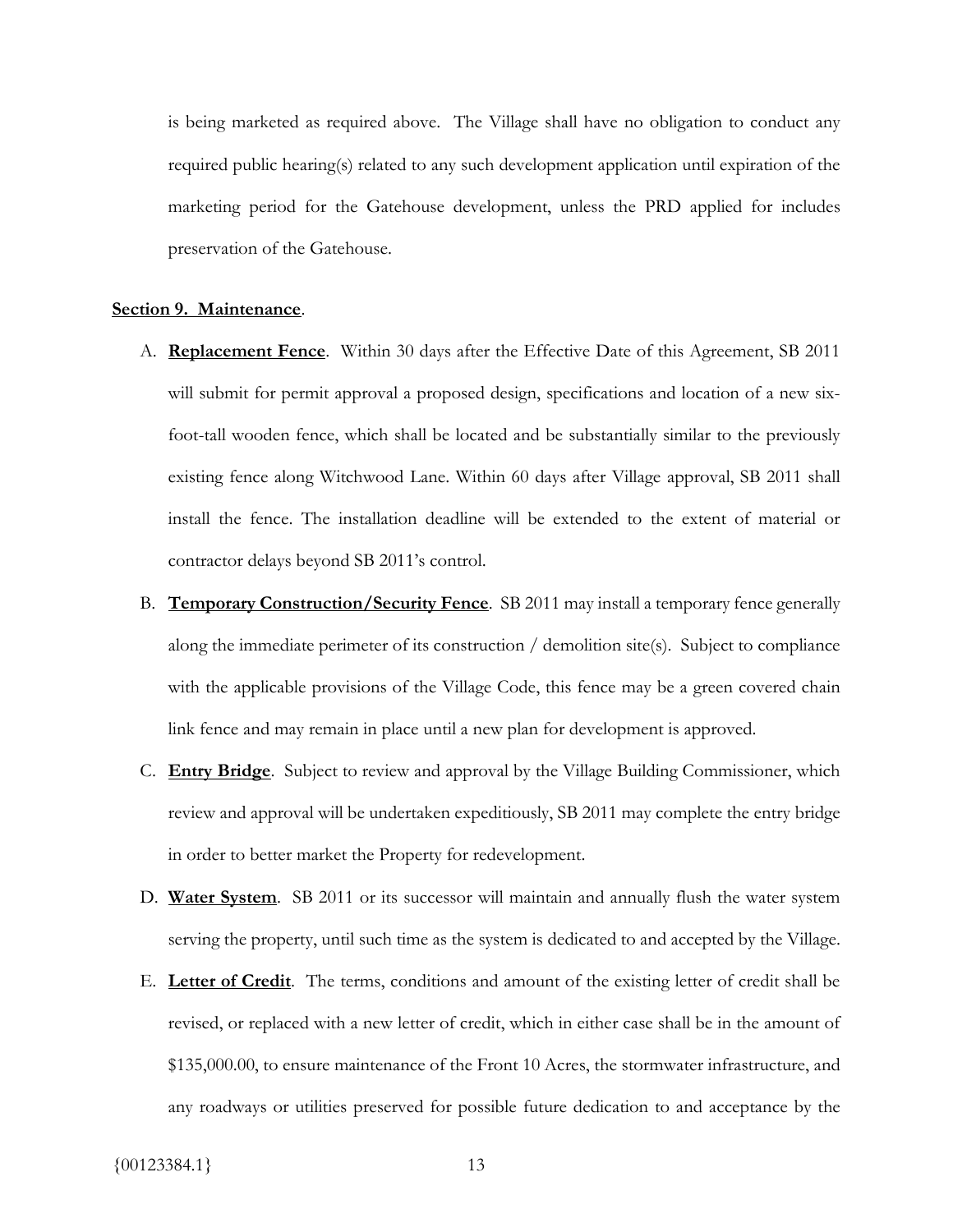is being marketed as required above. The Village shall have no obligation to conduct any required public hearing(s) related to any such development application until expiration of the marketing period for the Gatehouse development, unless the PRD applied for includes preservation of the Gatehouse.

**Section 9. Maintenance**.

A. **Replacement Fence**. Within 30 days after the Effective Date of this Agreement, SB 2011 will submit for permit approval a proposed design, specifications and location of a new six-foot-tall wooden fence, which shall be located and be substantially similar to the previously existing fence along Witchwood Lane. Within 60 days after Village approval, SB 2011 shall install the fence. The installation deadline will be extended to the extent of material or contractor delays beyond SB 2011's control.

B. **Temporary Construction/Security Fence**. SB 2011 may install a temporary fence generally along the immediate perimeter of its construction / demolition site(s). Subject to compliance with the applicable provisions of the Village Code, this fence may be a green covered chain link fence and may remain in place until a new plan for development is approved.

C. **Entry Bridge**. Subject to review and approval by the Village Building Commissioner, which review and approval will be undertaken expeditiously, SB 2011 may complete the entry bridge in order to better market the Property for redevelopment.

D. **Water System**. SB 2011 or its successor will maintain and annually flush the water system serving the property, until such time as the system is dedicated to and accepted by the Village.

E. **Letter of Credit**. The terms, conditions and amount of the existing letter of credit shall be revised, or replaced with a new letter of credit, which in either case shall be in the amount of $135,000.00, to ensure maintenance of the Front 10 Acres, the stormwater infrastructure, and any roadways or utilities preserved for possible future dedication to and acceptance by the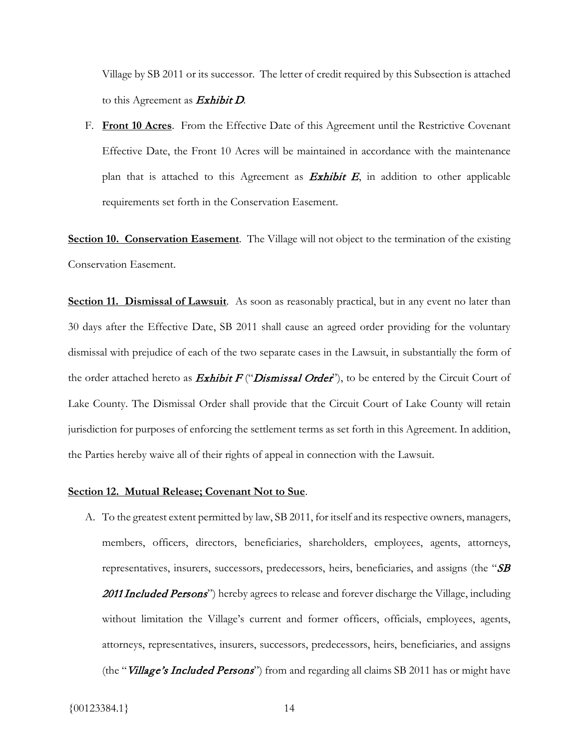Village by SB 2011 or its successor. The letter of credit required by this Subsection is attached to this Agreement as ***Exhibit D***.

F. **Front 10 Acres**. From the Effective Date of this Agreement until the Restrictive Covenant Effective Date, the Front 10 Acres will be maintained in accordance with the maintenance plan that is attached to this Agreement as ***Exhibit E***, in addition to other applicable requirements set forth in the Conservation Easement.

**Section 10. Conservation Easement**. The Village will not object to the termination of the existing Conservation Easement.

**Section 11. Dismissal of Lawsuit**. As soon as reasonably practical, but in any event no later than 30 days after the Effective Date, SB 2011 shall cause an agreed order providing for the voluntary dismissal with prejudice of each of the two separate cases in the Lawsuit, in substantially the form of the order attached hereto as ***Exhibit F*** ("***Dismissal Order***"), to be entered by the Circuit Court of Lake County. The Dismissal Order shall provide that the Circuit Court of Lake County will retain jurisdiction for purposes of enforcing the settlement terms as set forth in this Agreement. In addition, the Parties hereby waive all of their rights of appeal in connection with the Lawsuit.

**Section 12. Mutual Release; Covenant Not to Sue**.

A. To the greatest extent permitted by law, SB 2011, for itself and its respective owners, managers, members, officers, directors, beneficiaries, shareholders, employees, agents, attorneys, representatives, insurers, successors, predecessors, heirs, beneficiaries, and assigns (the "***SB 2011 Included Persons***") hereby agrees to release and forever discharge the Village, including without limitation the Village's current and former officers, officials, employees, agents, attorneys, representatives, insurers, successors, predecessors, heirs, beneficiaries, and assigns (the "***Village's Included Persons***") from and regarding all claims SB 2011 has or might have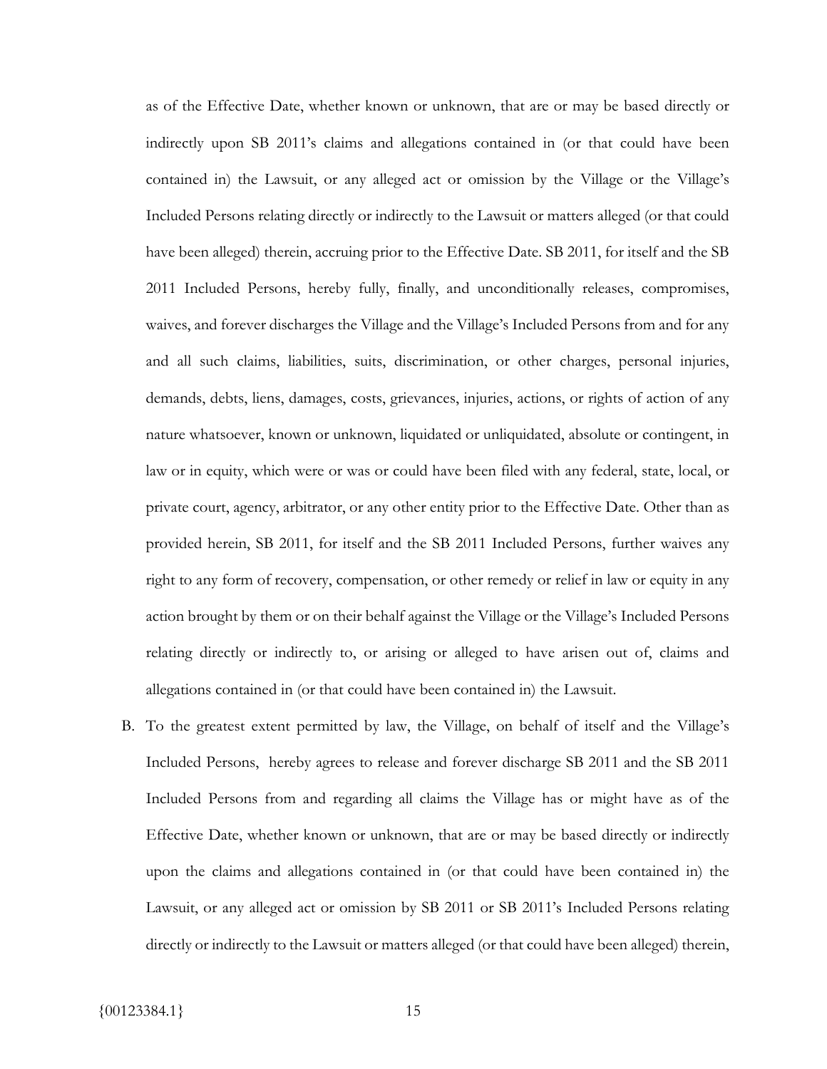as of the Effective Date, whether known or unknown, that are or may be based directly or indirectly upon SB 2011's claims and allegations contained in (or that could have been contained in) the Lawsuit, or any alleged act or omission by the Village or the Village's Included Persons relating directly or indirectly to the Lawsuit or matters alleged (or that could have been alleged) therein, accruing prior to the Effective Date. SB 2011, for itself and the SB 2011 Included Persons, hereby fully, finally, and unconditionally releases, compromises, waives, and forever discharges the Village and the Village's Included Persons from and for any and all such claims, liabilities, suits, discrimination, or other charges, personal injuries, demands, debts, liens, damages, costs, grievances, injuries, actions, or rights of action of any nature whatsoever, known or unknown, liquidated or unliquidated, absolute or contingent, in law or in equity, which were or was or could have been filed with any federal, state, local, or private court, agency, arbitrator, or any other entity prior to the Effective Date. Other than as provided herein, SB 2011, for itself and the SB 2011 Included Persons, further waives any right to any form of recovery, compensation, or other remedy or relief in law or equity in any action brought by them or on their behalf against the Village or the Village's Included Persons relating directly or indirectly to, or arising or alleged to have arisen out of, claims and allegations contained in (or that could have been contained in) the Lawsuit.

B. To the greatest extent permitted by law, the Village, on behalf of itself and the Village's Included Persons, hereby agrees to release and forever discharge SB 2011 and the SB 2011 Included Persons from and regarding all claims the Village has or might have as of the Effective Date, whether known or unknown, that are or may be based directly or indirectly upon the claims and allegations contained in (or that could have been contained in) the Lawsuit, or any alleged act or omission by SB 2011 or SB 2011's Included Persons relating directly or indirectly to the Lawsuit or matters alleged (or that could have been alleged) therein,

{00123384.1}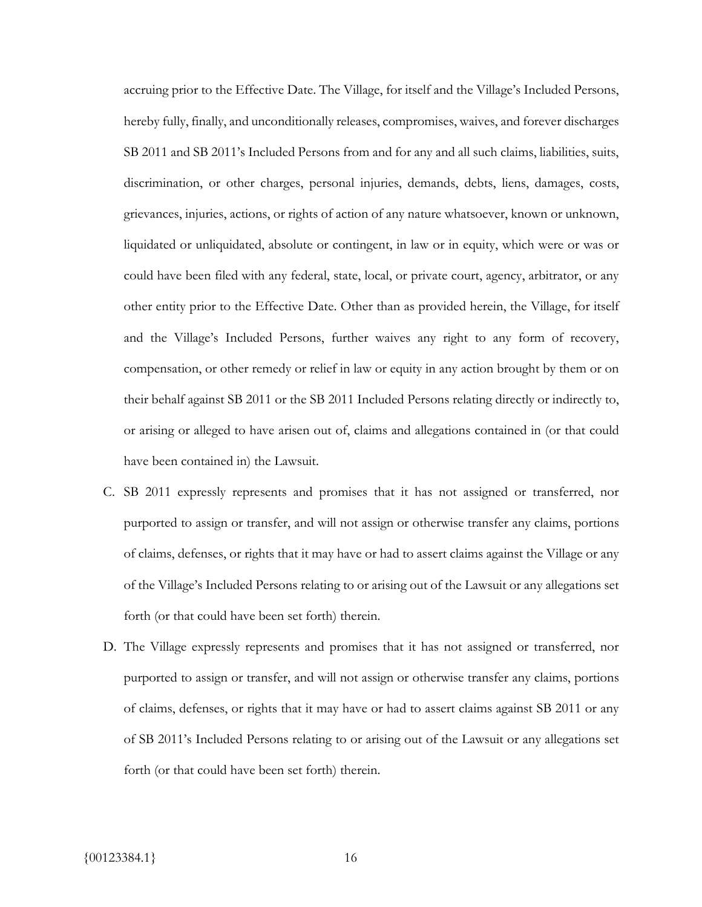accruing prior to the Effective Date. The Village, for itself and the Village's Included Persons, hereby fully, finally, and unconditionally releases, compromises, waives, and forever discharges SB 2011 and SB 2011's Included Persons from and for any and all such claims, liabilities, suits, discrimination, or other charges, personal injuries, demands, debts, liens, damages, costs, grievances, injuries, actions, or rights of action of any nature whatsoever, known or unknown, liquidated or unliquidated, absolute or contingent, in law or in equity, which were or was or could have been filed with any federal, state, local, or private court, agency, arbitrator, or any other entity prior to the Effective Date. Other than as provided herein, the Village, for itself and the Village's Included Persons, further waives any right to any form of recovery, compensation, or other remedy or relief in law or equity in any action brought by them or on their behalf against SB 2011 or the SB 2011 Included Persons relating directly or indirectly to, or arising or alleged to have arisen out of, claims and allegations contained in (or that could have been contained in) the Lawsuit.

C. SB 2011 expressly represents and promises that it has not assigned or transferred, nor purported to assign or transfer, and will not assign or otherwise transfer any claims, portions of claims, defenses, or rights that it may have or had to assert claims against the Village or any of the Village's Included Persons relating to or arising out of the Lawsuit or any allegations set forth (or that could have been set forth) therein.

D. The Village expressly represents and promises that it has not assigned or transferred, nor purported to assign or transfer, and will not assign or otherwise transfer any claims, portions of claims, defenses, or rights that it may have or had to assert claims against SB 2011 or any of SB 2011's Included Persons relating to or arising out of the Lawsuit or any allegations set forth (or that could have been set forth) therein.

{00123384.1}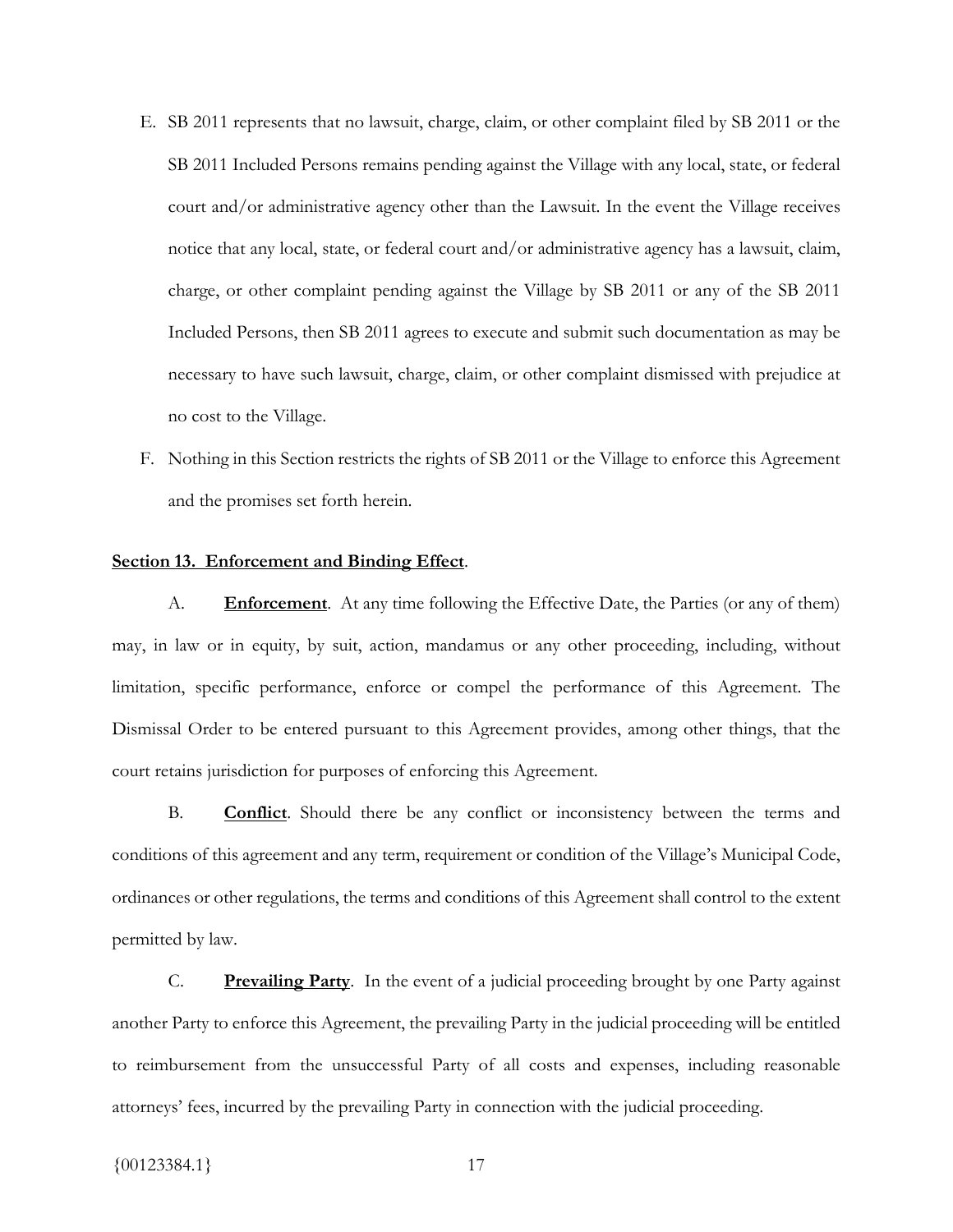E. SB 2011 represents that no lawsuit, charge, claim, or other complaint filed by SB 2011 or the SB 2011 Included Persons remains pending against the Village with any local, state, or federal court and/or administrative agency other than the Lawsuit. In the event the Village receives notice that any local, state, or federal court and/or administrative agency has a lawsuit, claim, charge, or other complaint pending against the Village by SB 2011 or any of the SB 2011 Included Persons, then SB 2011 agrees to execute and submit such documentation as may be necessary to have such lawsuit, charge, claim, or other complaint dismissed with prejudice at no cost to the Village.

F. Nothing in this Section restricts the rights of SB 2011 or the Village to enforce this Agreement and the promises set forth herein.

**Section 13. Enforcement and Binding Effect**.

A. **Enforcement**. At any time following the Effective Date, the Parties (or any of them) may, in law or in equity, by suit, action, mandamus or any other proceeding, including, without limitation, specific performance, enforce or compel the performance of this Agreement. The Dismissal Order to be entered pursuant to this Agreement provides, among other things, that the court retains jurisdiction for purposes of enforcing this Agreement.

B. **Conflict**. Should there be any conflict or inconsistency between the terms and conditions of this agreement and any term, requirement or condition of the Village's Municipal Code, ordinances or other regulations, the terms and conditions of this Agreement shall control to the extent permitted by law.

C. **Prevailing Party**. In the event of a judicial proceeding brought by one Party against another Party to enforce this Agreement, the prevailing Party in the judicial proceeding will be entitled to reimbursement from the unsuccessful Party of all costs and expenses, including reasonable attorneys' fees, incurred by the prevailing Party in connection with the judicial proceeding.

{00123384.1}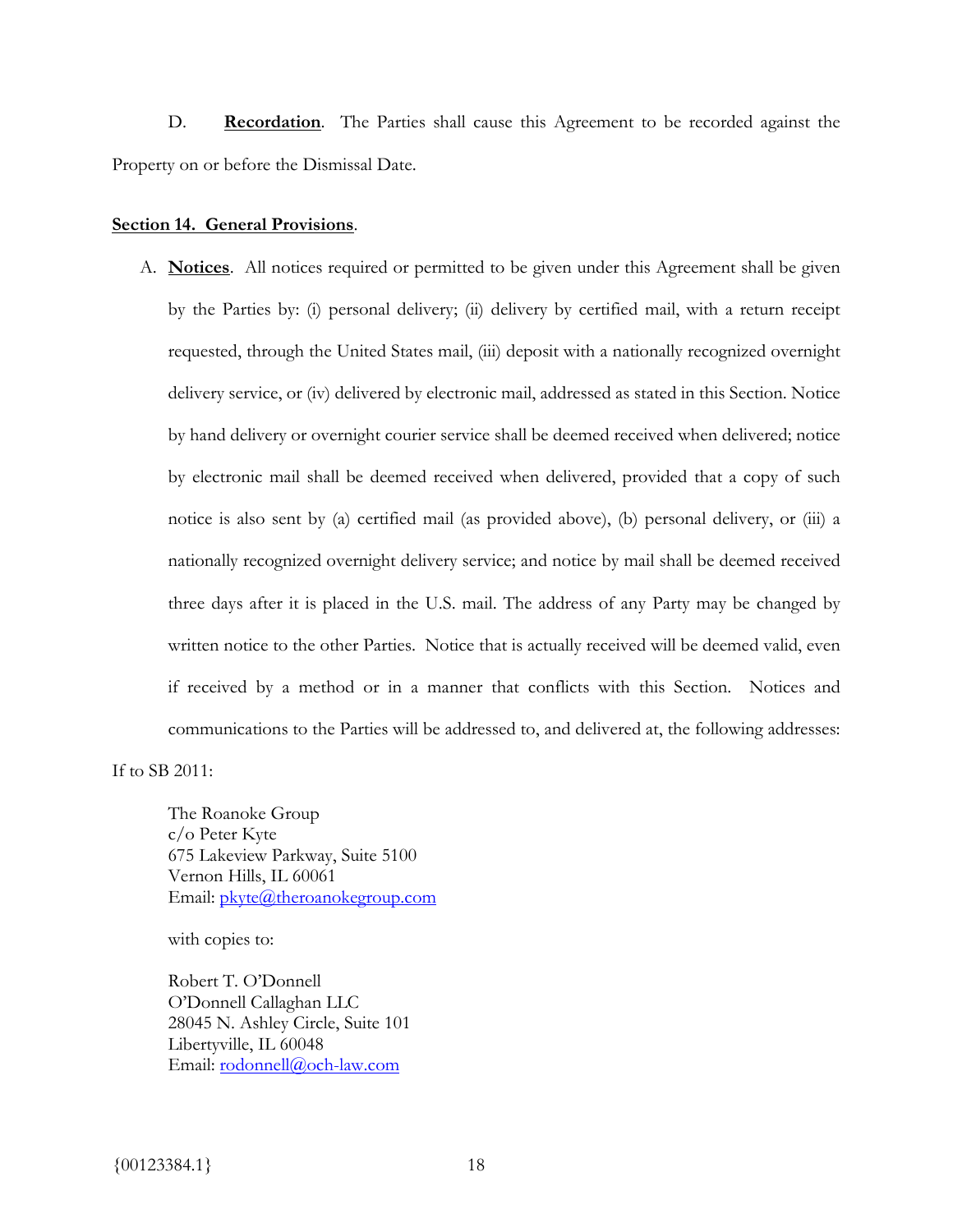D. **Recordation**. The Parties shall cause this Agreement to be recorded against the Property on or before the Dismissal Date.

**Section 14. General Provisions**.

A. **Notices**. All notices required or permitted to be given under this Agreement shall be given by the Parties by: (i) personal delivery; (ii) delivery by certified mail, with a return receipt requested, through the United States mail, (iii) deposit with a nationally recognized overnight delivery service, or (iv) delivered by electronic mail, addressed as stated in this Section. Notice by hand delivery or overnight courier service shall be deemed received when delivered; notice by electronic mail shall be deemed received when delivered, provided that a copy of such notice is also sent by (a) certified mail (as provided above), (b) personal delivery, or (iii) a nationally recognized overnight delivery service; and notice by mail shall be deemed received three days after it is placed in the U.S. mail. The address of any Party may be changed by written notice to the other Parties. Notice that is actually received will be deemed valid, even if received by a method or in a manner that conflicts with this Section. Notices and communications to the Parties will be addressed to, and delivered at, the following addresses:

If to SB 2011:

The Roanoke Group
c/o Peter Kyte
675 Lakeview Parkway, Suite 5100
Vernon Hills, IL 60061
Email: pkyte@theroanokegroup.com

with copies to:

Robert T. O'Donnell
O'Donnell Callaghan LLC
28045 N. Ashley Circle, Suite 101
Libertyville, IL 60048
Email: rodonnell@och-law.com

{00123384.1}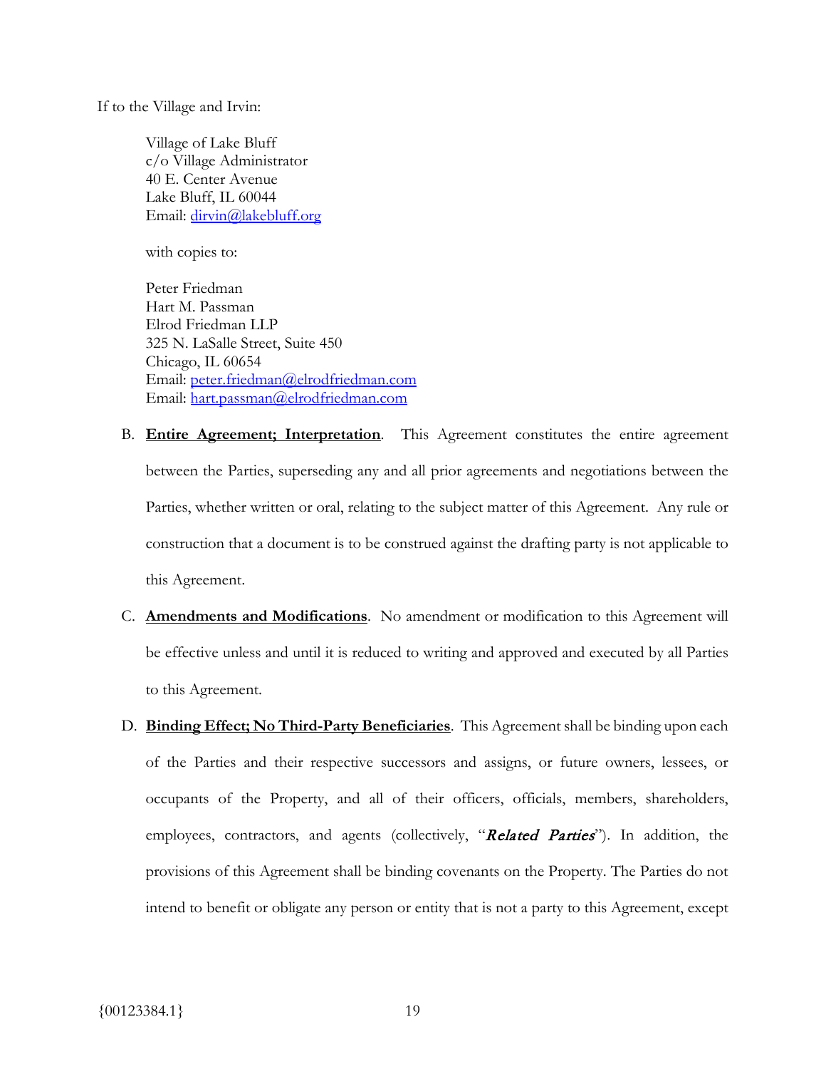If to the Village and Irvin:

Village of Lake Bluff
c/o Village Administrator
40 E. Center Avenue
Lake Bluff, IL 60044
Email: dirvin@lakebluff.org

with copies to:

Peter Friedman
Hart M. Passman
Elrod Friedman LLP
325 N. LaSalle Street, Suite 450
Chicago, IL 60654
Email: peter.friedman@elrodfriedman.com
Email: hart.passman@elrodfriedman.com

B. **Entire Agreement; Interpretation**. This Agreement constitutes the entire agreement between the Parties, superseding any and all prior agreements and negotiations between the Parties, whether written or oral, relating to the subject matter of this Agreement. Any rule or construction that a document is to be construed against the drafting party is not applicable to this Agreement.

C. **Amendments and Modifications**. No amendment or modification to this Agreement will be effective unless and until it is reduced to writing and approved and executed by all Parties to this Agreement.

D. **Binding Effect; No Third-Party Beneficiaries**. This Agreement shall be binding upon each of the Parties and their respective successors and assigns, or future owners, lessees, or occupants of the Property, and all of their officers, officials, members, shareholders, employees, contractors, and agents (collectively, "***Related Parties***"). In addition, the provisions of this Agreement shall be binding covenants on the Property. The Parties do not intend to benefit or obligate any person or entity that is not a party to this Agreement, except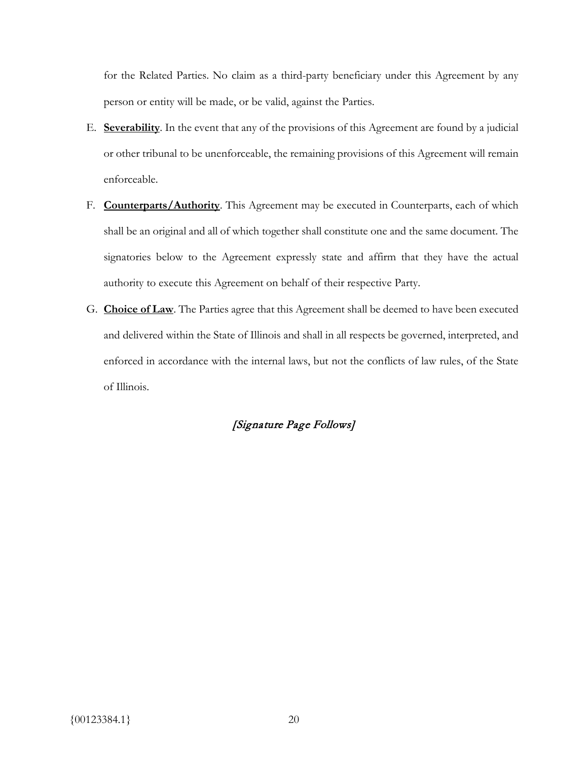for the Related Parties. No claim as a third-party beneficiary under this Agreement by any person or entity will be made, or be valid, against the Parties.

E. **Severability**. In the event that any of the provisions of this Agreement are found by a judicial or other tribunal to be unenforceable, the remaining provisions of this Agreement will remain enforceable.

F. **Counterparts/Authority**. This Agreement may be executed in Counterparts, each of which shall be an original and all of which together shall constitute one and the same document. The signatories below to the Agreement expressly state and affirm that they have the actual authority to execute this Agreement on behalf of their respective Party.

G. **Choice of Law**. The Parties agree that this Agreement shall be deemed to have been executed and delivered within the State of Illinois and shall in all respects be governed, interpreted, and enforced in accordance with the internal laws, but not the conflicts of law rules, of the State of Illinois.

*[Signature Page Follows]*

{00123384.1}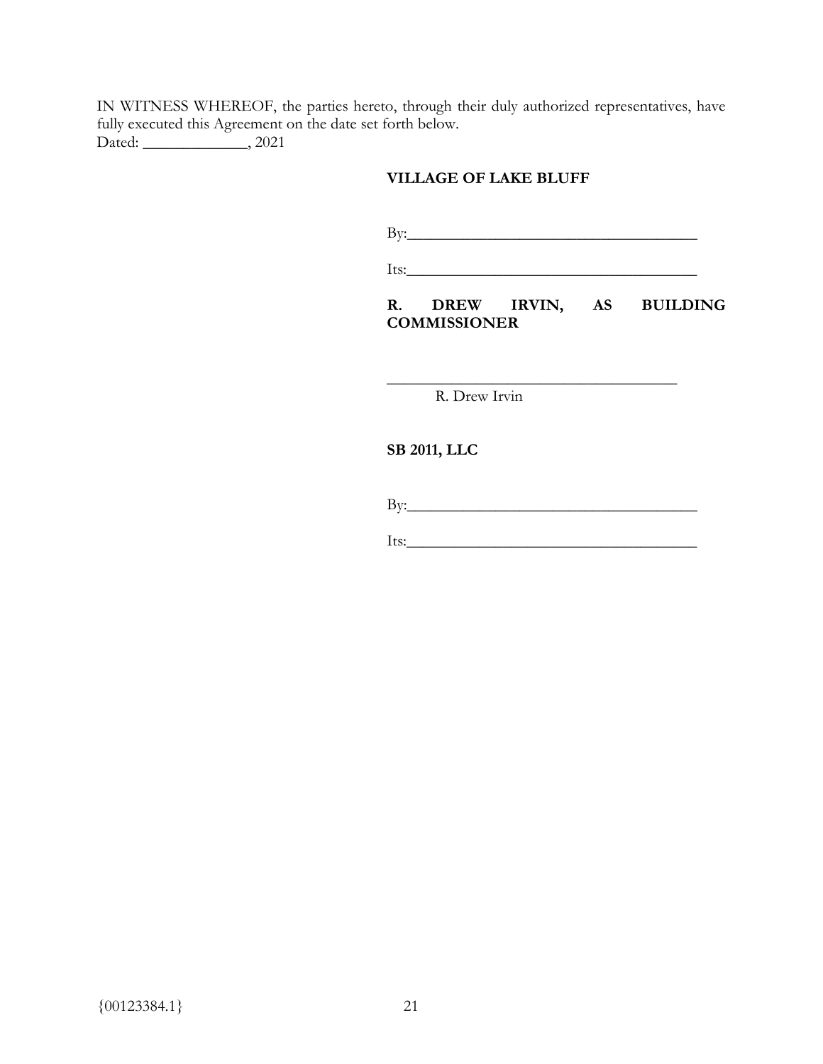IN WITNESS WHEREOF, the parties hereto, through their duly authorized representatives, have fully executed this Agreement on the date set forth below.
Dated: _____________, 2021

**VILLAGE OF LAKE BLUFF**

By:____________________________________

Its:____________________________________

**R. DREW IRVIN, AS BUILDING COMMISSIONER**

____________________________________
R. Drew Irvin

**SB 2011, LLC**

By:____________________________________

Its:____________________________________

{00123384.1}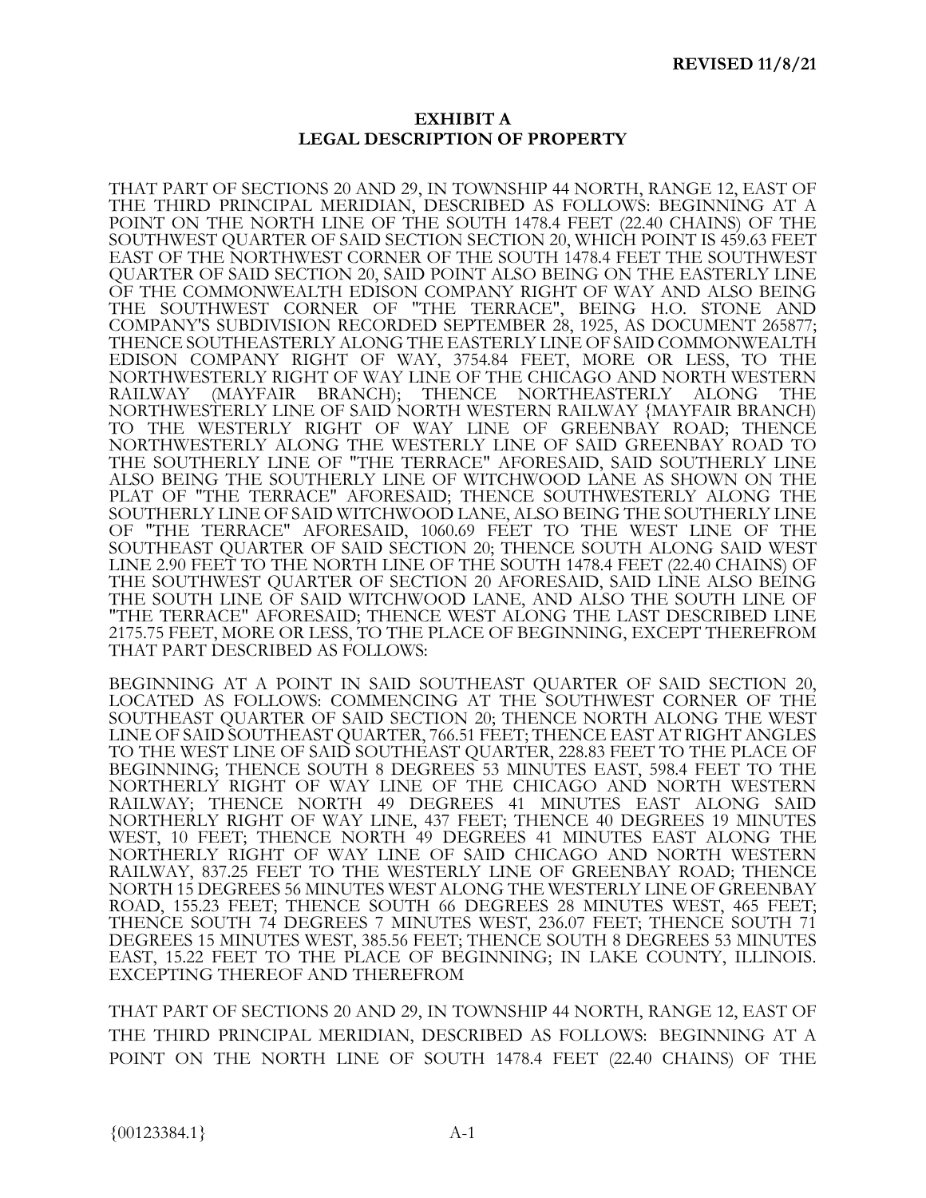REVISED 11/8/21

**EXHIBIT A**
**LEGAL DESCRIPTION OF PROPERTY**

THAT PART OF SECTIONS 20 AND 29, IN TOWNSHIP 44 NORTH, RANGE 12, EAST OF THE THIRD PRINCIPAL MERIDIAN, DESCRIBED AS FOLLOWS: BEGINNING AT A POINT ON THE NORTH LINE OF THE SOUTH 1478.4 FEET (22.40 CHAINS) OF THE SOUTHWEST QUARTER OF SAID SECTION SECTION 20, WHICH POINT IS 459.63 FEET EAST OF THE NORTHWEST CORNER OF THE SOUTH 1478.4 FEET THE SOUTHWEST QUARTER OF SAID SECTION 20, SAID POINT ALSO BEING ON THE EASTERLY LINE OF THE COMMONWEALTH EDISON COMPANY RIGHT OF WAY AND ALSO BEING THE SOUTHWEST CORNER OF "THE TERRACE", BEING H.O. STONE AND COMPANY'S SUBDIVISION RECORDED SEPTEMBER 28, 1925, AS DOCUMENT 265877; THENCE SOUTHEASTERLY ALONG THE EASTERLY LINE OF SAID COMMONWEALTH EDISON COMPANY RIGHT OF WAY, 3754.84 FEET, MORE OR LESS, TO THE NORTHWESTERLY RIGHT OF WAY LINE OF THE CHICAGO AND NORTH WESTERN RAILWAY (MAYFAIR BRANCH); THENCE NORTHEASTERLY ALONG THE NORTHWESTERLY LINE OF SAID NORTH WESTERN RAILWAY {MAYFAIR BRANCH) TO THE WESTERLY RIGHT OF WAY LINE OF GREENBAY ROAD; THENCE NORTHWESTERLY ALONG THE WESTERLY LINE OF SAID GREENBAY ROAD TO THE SOUTHERLY LINE OF "THE TERRACE" AFORESAID, SAID SOUTHERLY LINE ALSO BEING THE SOUTHERLY LINE OF WITCHWOOD LANE AS SHOWN ON THE PLAT OF "THE TERRACE" AFORESAID; THENCE SOUTHWESTERLY ALONG THE SOUTHERLY LINE OF SAID WITCHWOOD LANE, ALSO BEING THE SOUTHERLY LINE OF "THE TERRACE" AFORESAID, 1060.69 FEET TO THE WEST LINE OF THE SOUTHEAST QUARTER OF SAID SECTION 20; THENCE SOUTH ALONG SAID WEST LINE 2.90 FEET TO THE NORTH LINE OF THE SOUTH 1478.4 FEET (22.40 CHAINS) OF THE SOUTHWEST QUARTER OF SECTION 20 AFORESAID, SAID LINE ALSO BEING THE SOUTH LINE OF SAID WITCHWOOD LANE, AND ALSO THE SOUTH LINE OF "THE TERRACE" AFORESAID; THENCE WEST ALONG THE LAST DESCRIBED LINE 2175.75 FEET, MORE OR LESS, TO THE PLACE OF BEGINNING, EXCEPT THEREFROM THAT PART DESCRIBED AS FOLLOWS:

BEGINNING AT A POINT IN SAID SOUTHEAST QUARTER OF SAID SECTION 20, LOCATED AS FOLLOWS: COMMENCING AT THE SOUTHWEST CORNER OF THE SOUTHEAST QUARTER OF SAID SECTION 20; THENCE NORTH ALONG THE WEST LINE OF SAID SOUTHEAST QUARTER, 766.51 FEET; THENCE EAST AT RIGHT ANGLES TO THE WEST LINE OF SAID SOUTHEAST QUARTER, 228.83 FEET TO THE PLACE OF BEGINNING; THENCE SOUTH 8 DEGREES 53 MINUTES EAST, 598.4 FEET TO THE NORTHERLY RIGHT OF WAY LINE OF THE CHICAGO AND NORTH WESTERN RAILWAY; THENCE NORTH 49 DEGREES 41 MINUTES EAST ALONG SAID NORTHERLY RIGHT OF WAY LINE, 437 FEET; THENCE 40 DEGREES 19 MINUTES WEST, 10 FEET; THENCE NORTH 49 DEGREES 41 MINUTES EAST ALONG THE NORTHERLY RIGHT OF WAY LINE OF SAID CHICAGO AND NORTH WESTERN RAILWAY, 837.25 FEET TO THE WESTERLY LINE OF GREENBAY ROAD; THENCE NORTH 15 DEGREES 56 MINUTES WEST ALONG THE WESTERLY LINE OF GREENBAY ROAD, 155.23 FEET; THENCE SOUTH 66 DEGREES 28 MINUTES WEST, 465 FEET; THENCE SOUTH 74 DEGREES 7 MINUTES WEST, 236.07 FEET; THENCE SOUTH 71 DEGREES 15 MINUTES WEST, 385.56 FEET; THENCE SOUTH 8 DEGREES 53 MINUTES EAST, 15.22 FEET TO THE PLACE OF BEGINNING; IN LAKE COUNTY, ILLINOIS. EXCEPTING THEREOF AND THEREFROM

THAT PART OF SECTIONS 20 AND 29, IN TOWNSHIP 44 NORTH, RANGE 12, EAST OF THE THIRD PRINCIPAL MERIDIAN, DESCRIBED AS FOLLOWS: BEGINNING AT A POINT ON THE NORTH LINE OF SOUTH 1478.4 FEET (22.40 CHAINS) OF THE

{00123384.1}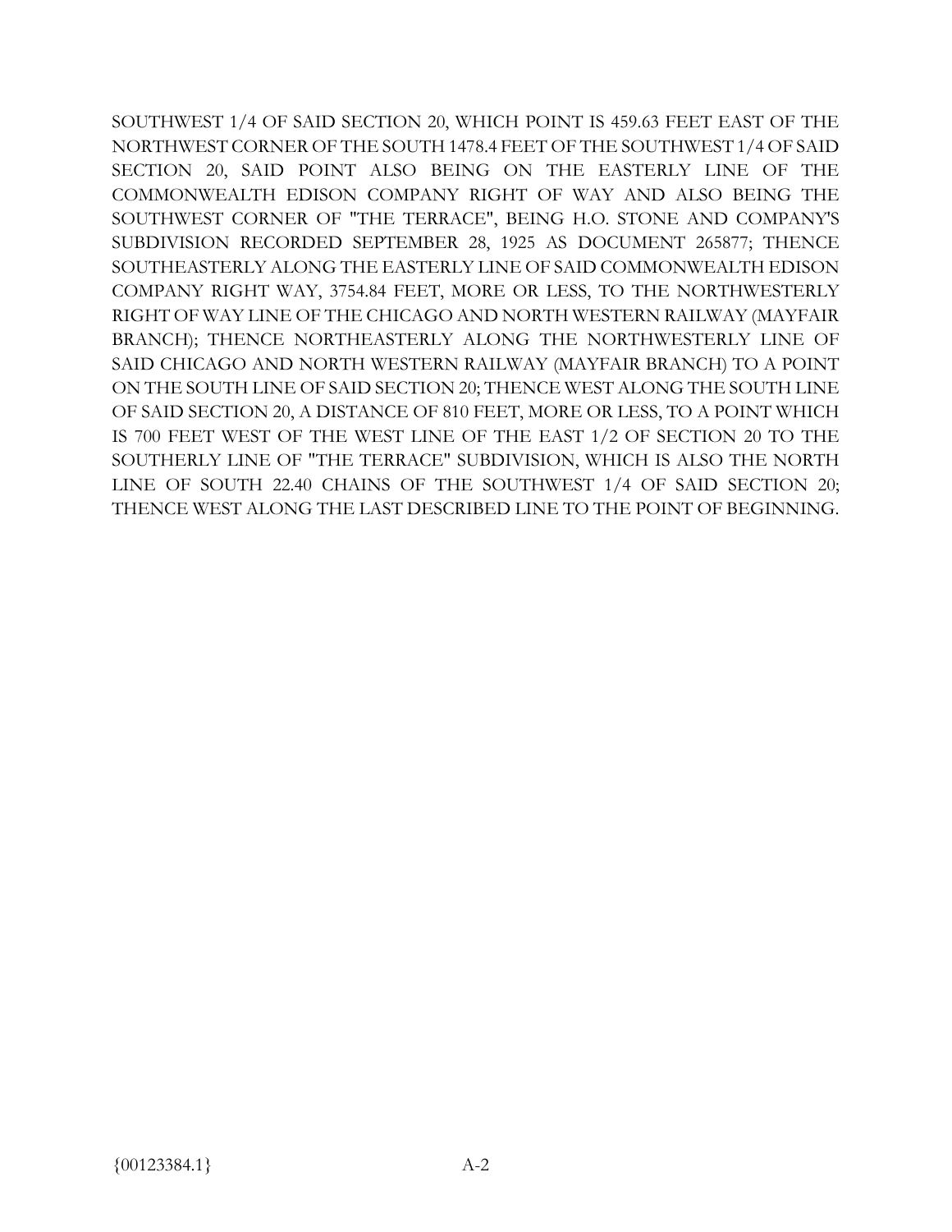SOUTHWEST 1/4 OF SAID SECTION 20, WHICH POINT IS 459.63 FEET EAST OF THE NORTHWEST CORNER OF THE SOUTH 1478.4 FEET OF THE SOUTHWEST 1/4 OF SAID SECTION 20, SAID POINT ALSO BEING ON THE EASTERLY LINE OF THE COMMONWEALTH EDISON COMPANY RIGHT OF WAY AND ALSO BEING THE SOUTHWEST CORNER OF "THE TERRACE", BEING H.O. STONE AND COMPANY'S SUBDIVISION RECORDED SEPTEMBER 28, 1925 AS DOCUMENT 265877; THENCE SOUTHEASTERLY ALONG THE EASTERLY LINE OF SAID COMMONWEALTH EDISON COMPANY RIGHT WAY, 3754.84 FEET, MORE OR LESS, TO THE NORTHWESTERLY RIGHT OF WAY LINE OF THE CHICAGO AND NORTH WESTERN RAILWAY (MAYFAIR BRANCH); THENCE NORTHEASTERLY ALONG THE NORTHWESTERLY LINE OF SAID CHICAGO AND NORTH WESTERN RAILWAY (MAYFAIR BRANCH) TO A POINT ON THE SOUTH LINE OF SAID SECTION 20; THENCE WEST ALONG THE SOUTH LINE OF SAID SECTION 20, A DISTANCE OF 810 FEET, MORE OR LESS, TO A POINT WHICH IS 700 FEET WEST OF THE WEST LINE OF THE EAST 1/2 OF SECTION 20 TO THE SOUTHERLY LINE OF "THE TERRACE" SUBDIVISION, WHICH IS ALSO THE NORTH LINE OF SOUTH 22.40 CHAINS OF THE SOUTHWEST 1/4 OF SAID SECTION 20; THENCE WEST ALONG THE LAST DESCRIBED LINE TO THE POINT OF BEGINNING.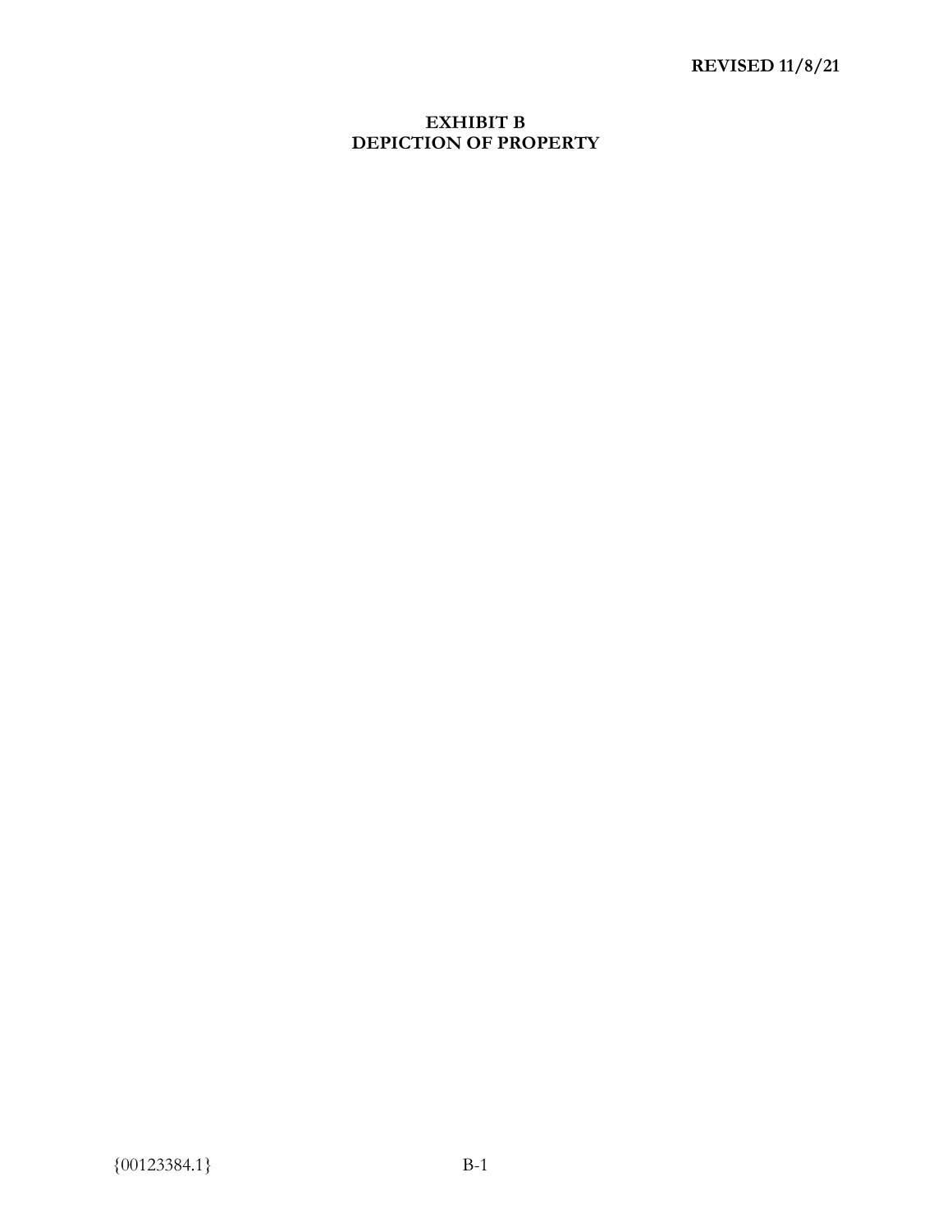**REVISED 11/8/21**

# EXHIBIT B
# DEPICTION OF PROPERTY

{00123384.1}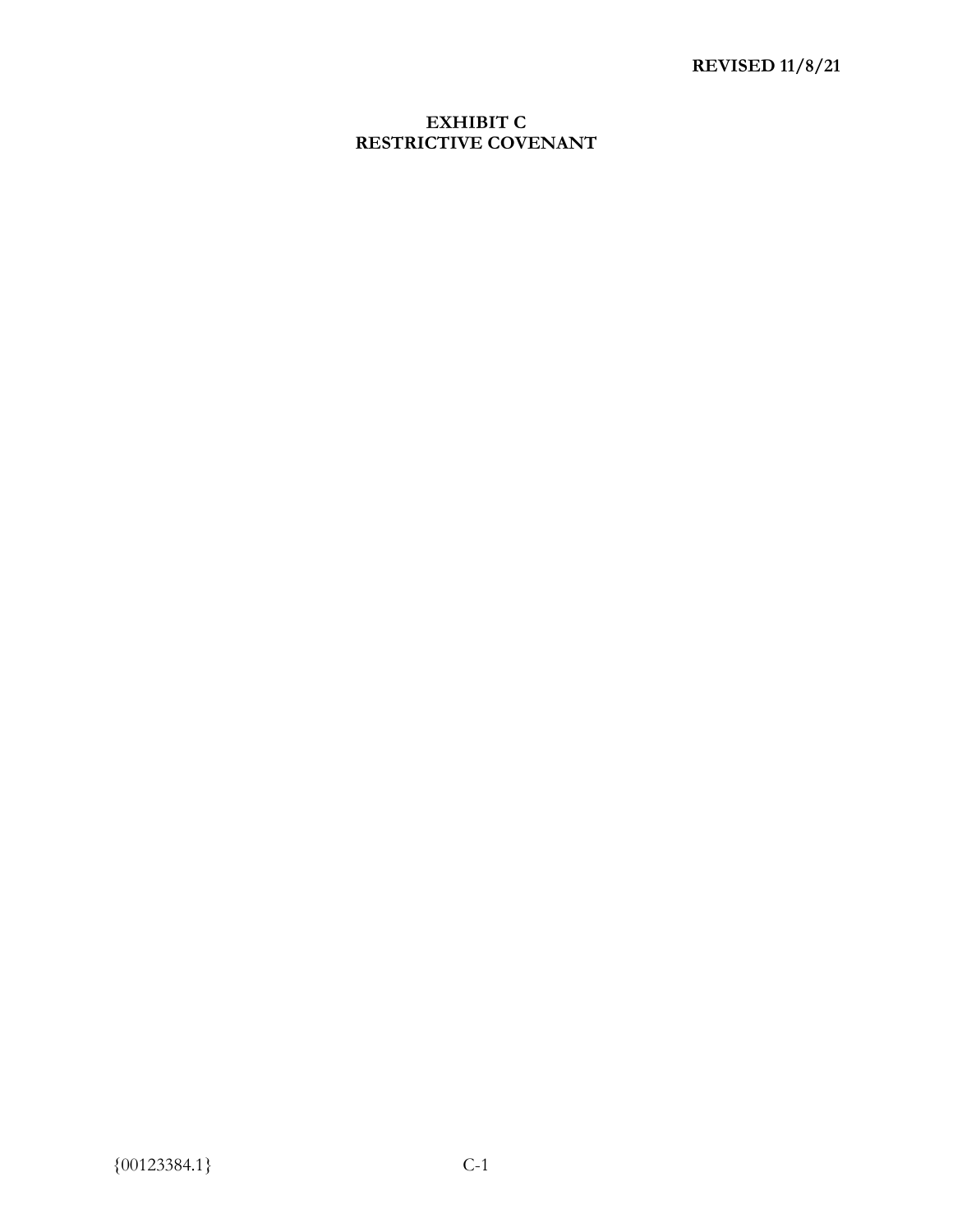**REVISED 11/8/21**

# EXHIBIT C
# RESTRICTIVE COVENANT

{00123384.1}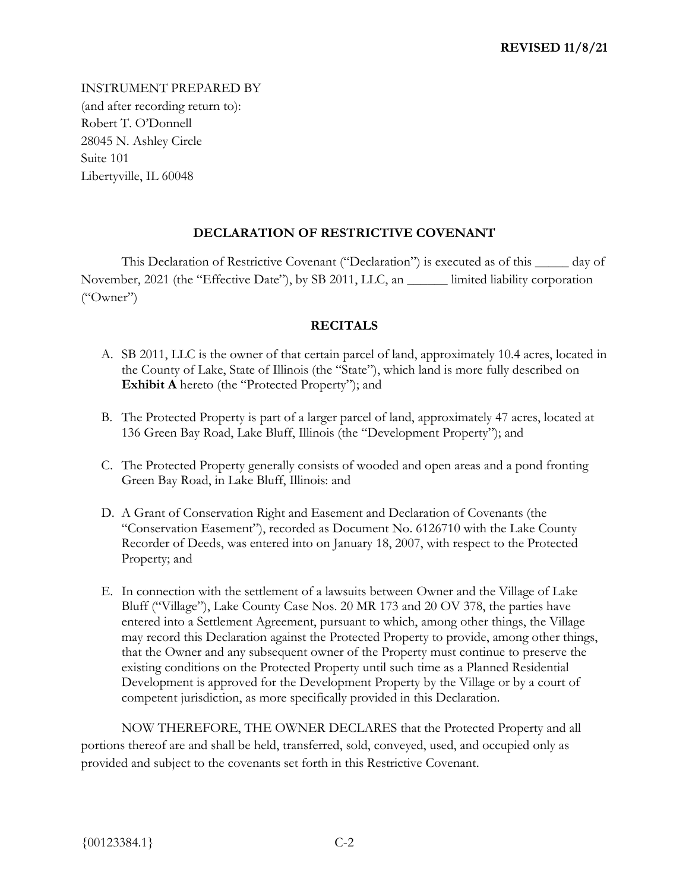**REVISED 11/8/21**

INSTRUMENT PREPARED BY
(and after recording return to):
Robert T. O'Donnell
28045 N. Ashley Circle
Suite 101
Libertyville, IL 60048

## DECLARATION OF RESTRICTIVE COVENANT

This Declaration of Restrictive Covenant ("Declaration") is executed as of this _____ day of November, 2021 (the "Effective Date"), by SB 2011, LLC, an ______ limited liability corporation ("Owner")

### RECITALS

A. SB 2011, LLC is the owner of that certain parcel of land, approximately 10.4 acres, located in the County of Lake, State of Illinois (the "State"), which land is more fully described on **Exhibit A** hereto (the "Protected Property"); and

B. The Protected Property is part of a larger parcel of land, approximately 47 acres, located at 136 Green Bay Road, Lake Bluff, Illinois (the "Development Property"); and

C. The Protected Property generally consists of wooded and open areas and a pond fronting Green Bay Road, in Lake Bluff, Illinois: and

D. A Grant of Conservation Right and Easement and Declaration of Covenants (the "Conservation Easement"), recorded as Document No. 6126710 with the Lake County Recorder of Deeds, was entered into on January 18, 2007, with respect to the Protected Property; and

E. In connection with the settlement of a lawsuits between Owner and the Village of Lake Bluff ("Village"), Lake County Case Nos. 20 MR 173 and 20 OV 378, the parties have entered into a Settlement Agreement, pursuant to which, among other things, the Village may record this Declaration against the Protected Property to provide, among other things, that the Owner and any subsequent owner of the Property must continue to preserve the existing conditions on the Protected Property until such time as a Planned Residential Development is approved for the Development Property by the Village or by a court of competent jurisdiction, as more specifically provided in this Declaration.

NOW THEREFORE, THE OWNER DECLARES that the Protected Property and all portions thereof are and shall be held, transferred, sold, conveyed, used, and occupied only as provided and subject to the covenants set forth in this Restrictive Covenant.

{00123384.1}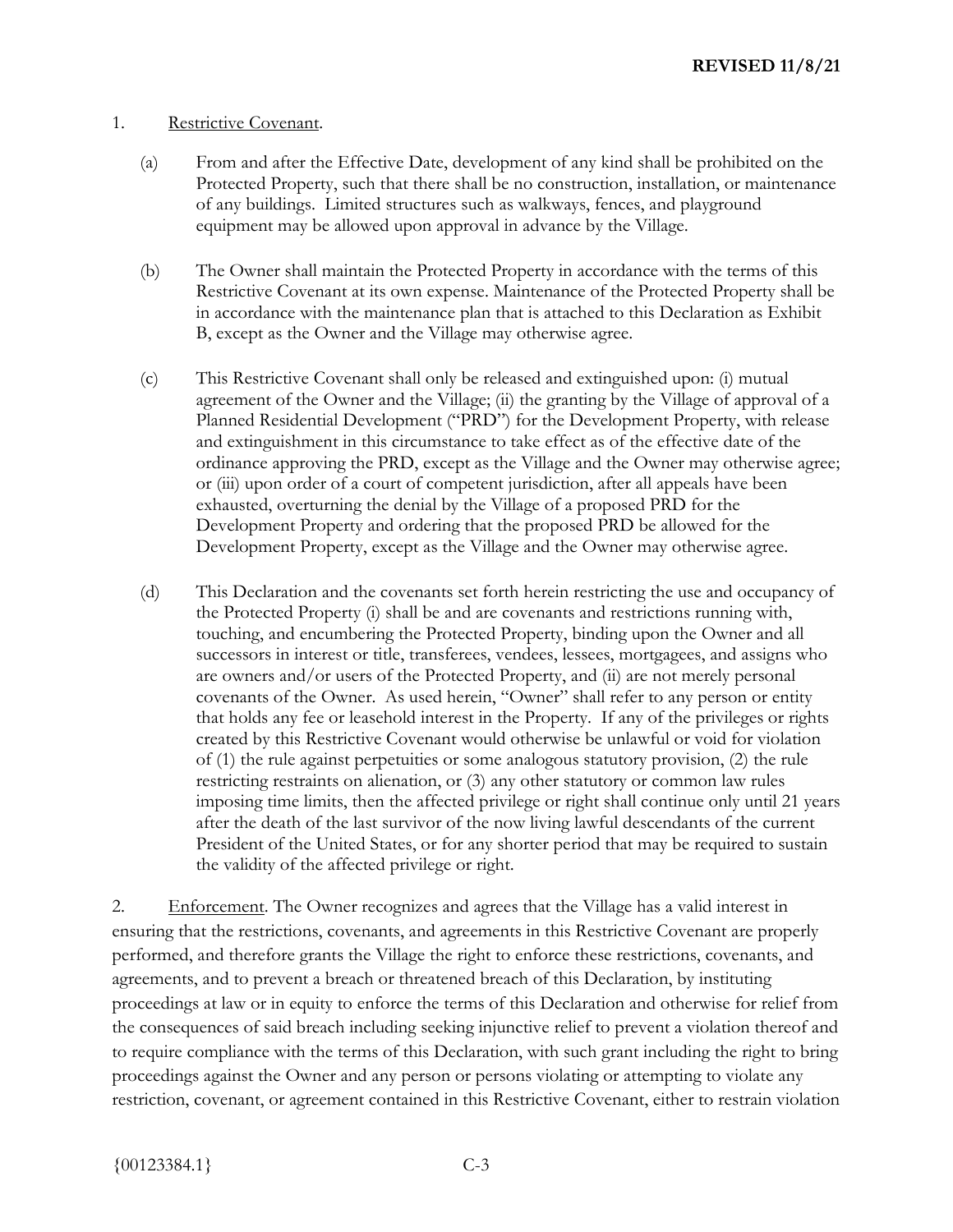1. Restrictive Covenant.

   (a) From and after the Effective Date, development of any kind shall be prohibited on the Protected Property, such that there shall be no construction, installation, or maintenance of any buildings. Limited structures such as walkways, fences, and playground equipment may be allowed upon approval in advance by the Village.

   (b) The Owner shall maintain the Protected Property in accordance with the terms of this Restrictive Covenant at its own expense. Maintenance of the Protected Property shall be in accordance with the maintenance plan that is attached to this Declaration as Exhibit B, except as the Owner and the Village may otherwise agree.

   (c) This Restrictive Covenant shall only be released and extinguished upon: (i) mutual agreement of the Owner and the Village; (ii) the granting by the Village of approval of a Planned Residential Development ("PRD") for the Development Property, with release and extinguishment in this circumstance to take effect as of the effective date of the ordinance approving the PRD, except as the Village and the Owner may otherwise agree; or (iii) upon order of a court of competent jurisdiction, after all appeals have been exhausted, overturning the denial by the Village of a proposed PRD for the Development Property and ordering that the proposed PRD be allowed for the Development Property, except as the Village and the Owner may otherwise agree.

   (d) This Declaration and the covenants set forth herein restricting the use and occupancy of the Protected Property (i) shall be and are covenants and restrictions running with, touching, and encumbering the Protected Property, binding upon the Owner and all successors in interest or title, transferees, vendees, lessees, mortgagees, and assigns who are owners and/or users of the Protected Property, and (ii) are not merely personal covenants of the Owner. As used herein, "Owner" shall refer to any person or entity that holds any fee or leasehold interest in the Property. If any of the privileges or rights created by this Restrictive Covenant would otherwise be unlawful or void for violation of (1) the rule against perpetuities or some analogous statutory provision, (2) the rule restricting restraints on alienation, or (3) any other statutory or common law rules imposing time limits, then the affected privilege or right shall continue only until 21 years after the death of the last survivor of the now living lawful descendants of the current President of the United States, or for any shorter period that may be required to sustain the validity of the affected privilege or right.

2. Enforcement. The Owner recognizes and agrees that the Village has a valid interest in ensuring that the restrictions, covenants, and agreements in this Restrictive Covenant are properly performed, and therefore grants the Village the right to enforce these restrictions, covenants, and agreements, and to prevent a breach or threatened breach of this Declaration, by instituting proceedings at law or in equity to enforce the terms of this Declaration and otherwise for relief from the consequences of said breach including seeking injunctive relief to prevent a violation thereof and to require compliance with the terms of this Declaration, with such grant including the right to bring proceedings against the Owner and any person or persons violating or attempting to violate any restriction, covenant, or agreement contained in this Restrictive Covenant, either to restrain violation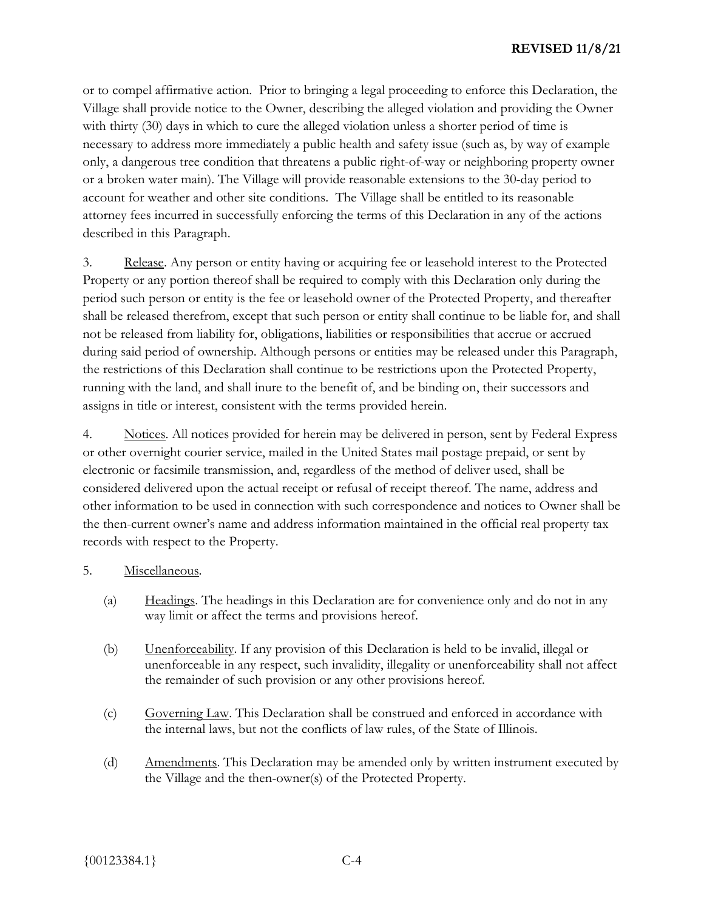or to compel affirmative action. Prior to bringing a legal proceeding to enforce this Declaration, the Village shall provide notice to the Owner, describing the alleged violation and providing the Owner with thirty (30) days in which to cure the alleged violation unless a shorter period of time is necessary to address more immediately a public health and safety issue (such as, by way of example only, a dangerous tree condition that threatens a public right-of-way or neighboring property owner or a broken water main). The Village will provide reasonable extensions to the 30-day period to account for weather and other site conditions. The Village shall be entitled to its reasonable attorney fees incurred in successfully enforcing the terms of this Declaration in any of the actions described in this Paragraph.

3. Release. Any person or entity having or acquiring fee or leasehold interest to the Protected Property or any portion thereof shall be required to comply with this Declaration only during the period such person or entity is the fee or leasehold owner of the Protected Property, and thereafter shall be released therefrom, except that such person or entity shall continue to be liable for, and shall not be released from liability for, obligations, liabilities or responsibilities that accrue or accrued during said period of ownership. Although persons or entities may be released under this Paragraph, the restrictions of this Declaration shall continue to be restrictions upon the Protected Property, running with the land, and shall inure to the benefit of, and be binding on, their successors and assigns in title or interest, consistent with the terms provided herein.

4. Notices. All notices provided for herein may be delivered in person, sent by Federal Express or other overnight courier service, mailed in the United States mail postage prepaid, or sent by electronic or facsimile transmission, and, regardless of the method of deliver used, shall be considered delivered upon the actual receipt or refusal of receipt thereof. The name, address and other information to be used in connection with such correspondence and notices to Owner shall be the then-current owner's name and address information maintained in the official real property tax records with respect to the Property.

5. Miscellaneous.

(a) Headings. The headings in this Declaration are for convenience only and do not in any way limit or affect the terms and provisions hereof.

(b) Unenforceability. If any provision of this Declaration is held to be invalid, illegal or unenforceable in any respect, such invalidity, illegality or unenforceability shall not affect the remainder of such provision or any other provisions hereof.

(c) Governing Law. This Declaration shall be construed and enforced in accordance with the internal laws, but not the conflicts of law rules, of the State of Illinois.

(d) Amendments. This Declaration may be amended only by written instrument executed by the Village and the then-owner(s) of the Protected Property.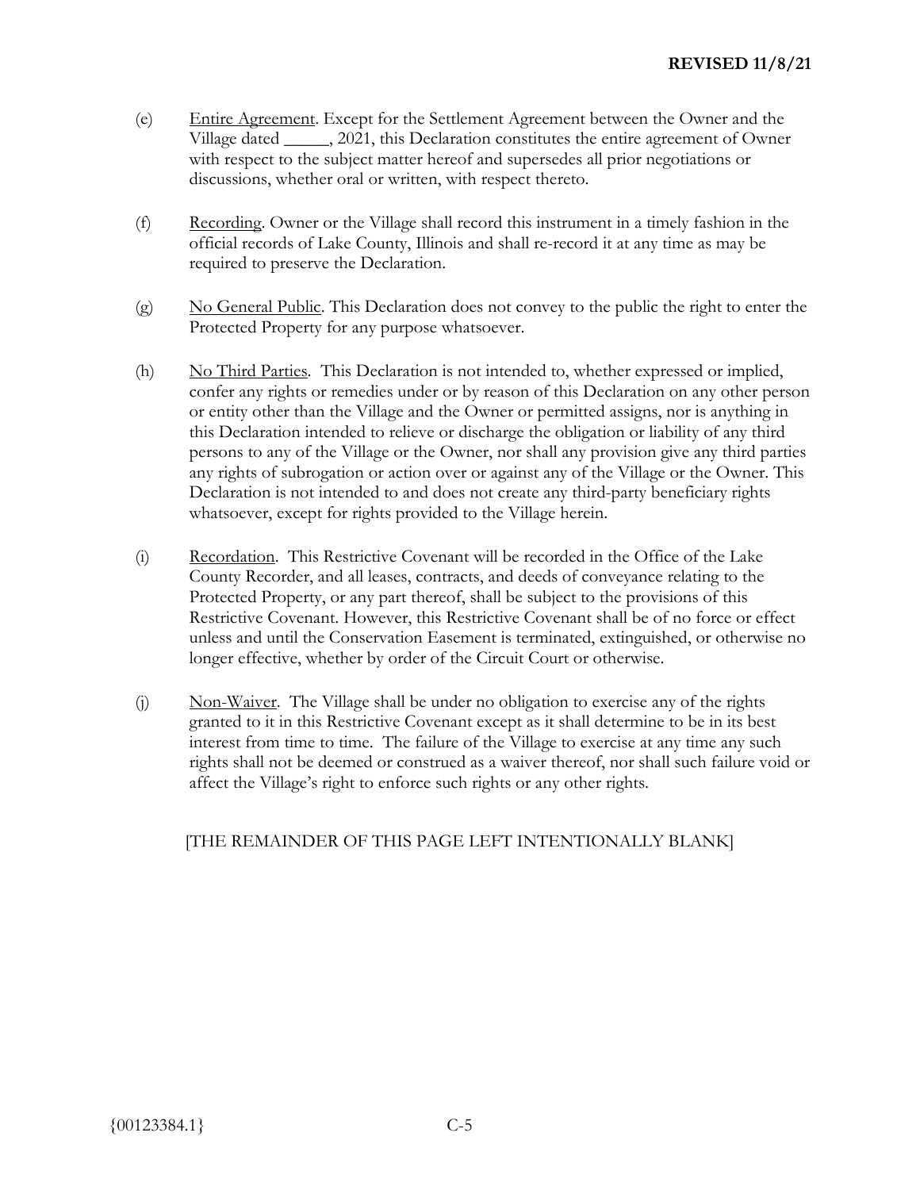(e) Entire Agreement. Except for the Settlement Agreement between the Owner and the Village dated _____, 2021, this Declaration constitutes the entire agreement of Owner with respect to the subject matter hereof and supersedes all prior negotiations or discussions, whether oral or written, with respect thereto.

(f) Recording. Owner or the Village shall record this instrument in a timely fashion in the official records of Lake County, Illinois and shall re-record it at any time as may be required to preserve the Declaration.

(g) No General Public. This Declaration does not convey to the public the right to enter the Protected Property for any purpose whatsoever.

(h) No Third Parties. This Declaration is not intended to, whether expressed or implied, confer any rights or remedies under or by reason of this Declaration on any other person or entity other than the Village and the Owner or permitted assigns, nor is anything in this Declaration intended to relieve or discharge the obligation or liability of any third persons to any of the Village or the Owner, nor shall any provision give any third parties any rights of subrogation or action over or against any of the Village or the Owner. This Declaration is not intended to and does not create any third-party beneficiary rights whatsoever, except for rights provided to the Village herein.

(i) Recordation. This Restrictive Covenant will be recorded in the Office of the Lake County Recorder, and all leases, contracts, and deeds of conveyance relating to the Protected Property, or any part thereof, shall be subject to the provisions of this Restrictive Covenant. However, this Restrictive Covenant shall be of no force or effect unless and until the Conservation Easement is terminated, extinguished, or otherwise no longer effective, whether by order of the Circuit Court or otherwise.

(j) Non-Waiver. The Village shall be under no obligation to exercise any of the rights granted to it in this Restrictive Covenant except as it shall determine to be in its best interest from time to time. The failure of the Village to exercise at any time any such rights shall not be deemed or construed as a waiver thereof, nor shall such failure void or affect the Village's right to enforce such rights or any other rights.

[THE REMAINDER OF THIS PAGE LEFT INTENTIONALLY BLANK]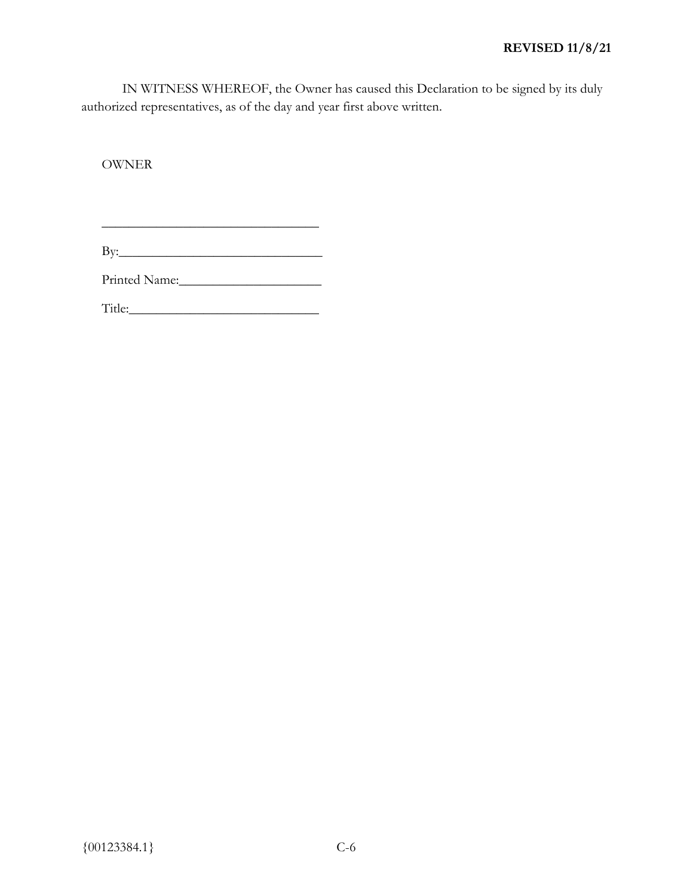**REVISED 11/8/21**

IN WITNESS WHEREOF, the Owner has caused this Declaration to be signed by its duly authorized representatives, as of the day and year first above written.

OWNER

______________________________

By:______________________________

Printed Name:______________________

Title:_____________________________

{00123384.1}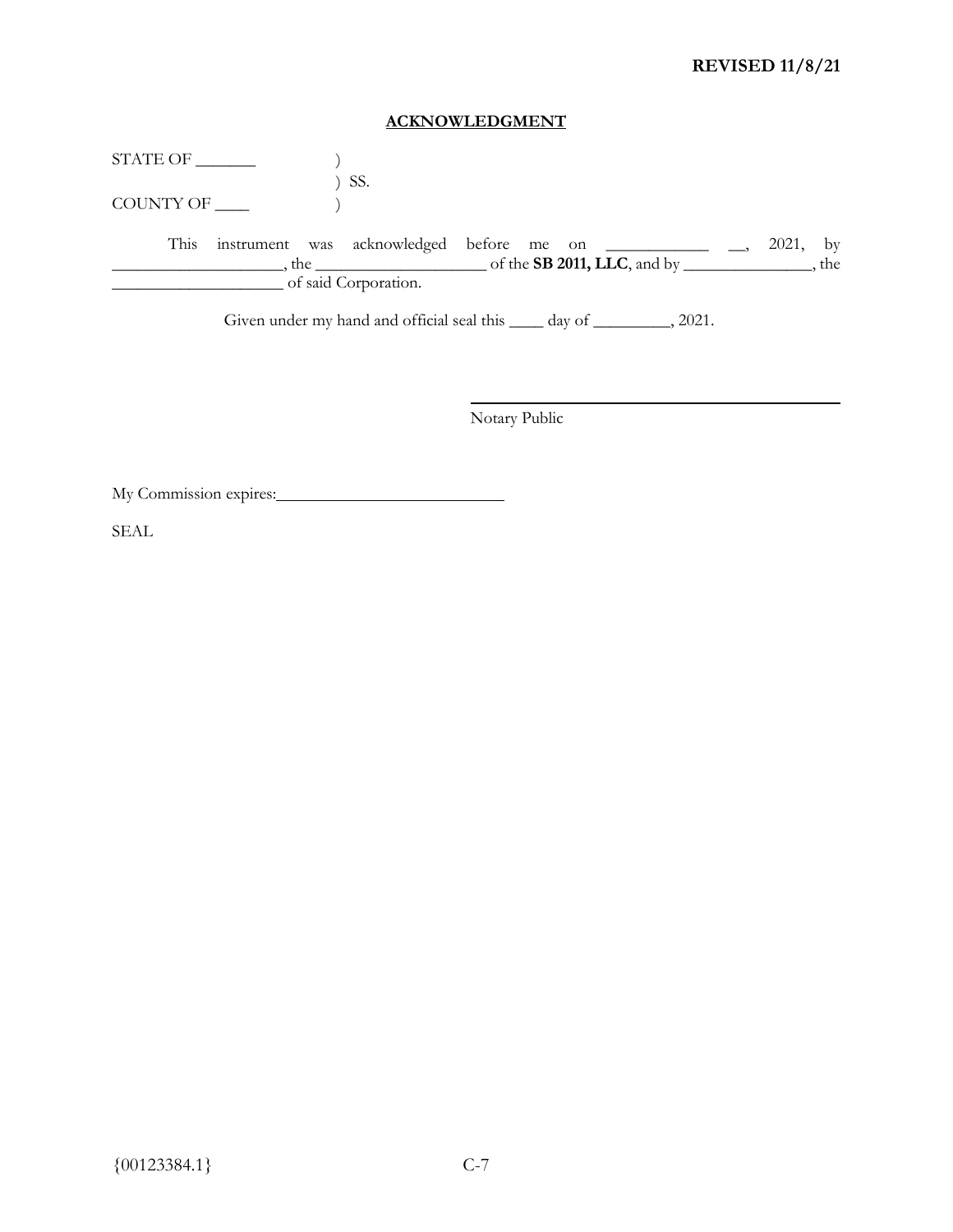**REVISED 11/8/21**

**ACKNOWLEDGMENT**

STATE OF _______ )
) SS.
COUNTY OF ____ )

This instrument was acknowledged before me on ____________ __, 2021, by ____________________, the ____________________ of the **SB 2011, LLC**, and by _______________, the ____________________ of said Corporation.

Given under my hand and official seal this ____ day of _________, 2021.

_____________________________________________
Notary Public

My Commission expires:___________________________

SEAL

{00123384.1}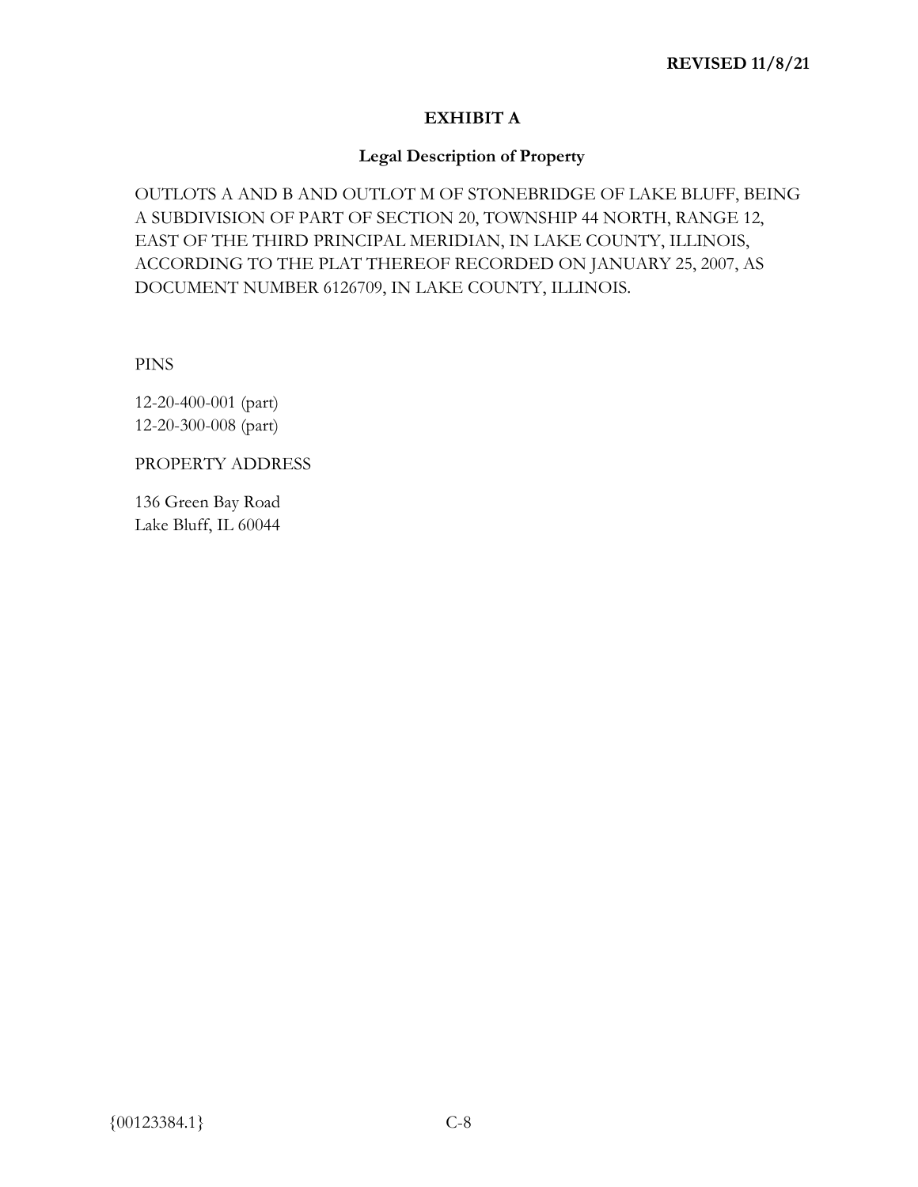**REVISED 11/8/21**

# EXHIBIT A

## Legal Description of Property

OUTLOTS A AND B AND OUTLOT M OF STONEBRIDGE OF LAKE BLUFF, BEING A SUBDIVISION OF PART OF SECTION 20, TOWNSHIP 44 NORTH, RANGE 12, EAST OF THE THIRD PRINCIPAL MERIDIAN, IN LAKE COUNTY, ILLINOIS, ACCORDING TO THE PLAT THEREOF RECORDED ON JANUARY 25, 2007, AS DOCUMENT NUMBER 6126709, IN LAKE COUNTY, ILLINOIS.

PINS

12-20-400-001 (part)
12-20-300-008 (part)

PROPERTY ADDRESS

136 Green Bay Road
Lake Bluff, IL 60044

{00123384.1}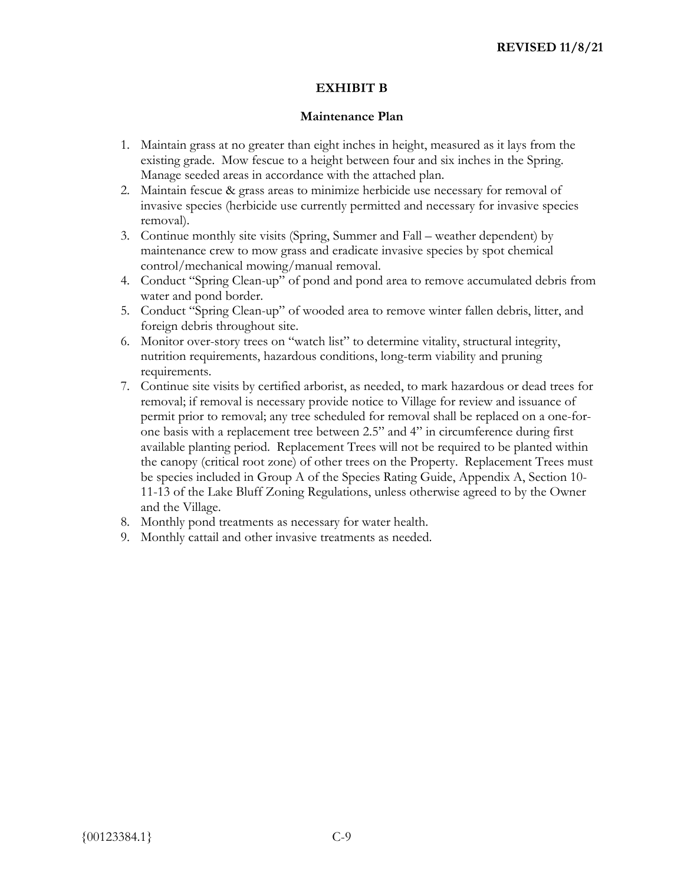**REVISED 11/8/21**

# EXHIBIT B

## Maintenance Plan

1. Maintain grass at no greater than eight inches in height, measured as it lays from the existing grade. Mow fescue to a height between four and six inches in the Spring. Manage seeded areas in accordance with the attached plan.
2. Maintain fescue & grass areas to minimize herbicide use necessary for removal of invasive species (herbicide use currently permitted and necessary for invasive species removal).
3. Continue monthly site visits (Spring, Summer and Fall – weather dependent) by maintenance crew to mow grass and eradicate invasive species by spot chemical control/mechanical mowing/manual removal.
4. Conduct "Spring Clean-up" of pond and pond area to remove accumulated debris from water and pond border.
5. Conduct "Spring Clean-up" of wooded area to remove winter fallen debris, litter, and foreign debris throughout site.
6. Monitor over-story trees on "watch list" to determine vitality, structural integrity, nutrition requirements, hazardous conditions, long-term viability and pruning requirements.
7. Continue site visits by certified arborist, as needed, to mark hazardous or dead trees for removal; if removal is necessary provide notice to Village for review and issuance of permit prior to removal; any tree scheduled for removal shall be replaced on a one-for-one basis with a replacement tree between 2.5" and 4" in circumference during first available planting period. Replacement Trees will not be required to be planted within the canopy (critical root zone) of other trees on the Property. Replacement Trees must be species included in Group A of the Species Rating Guide, Appendix A, Section 10-11-13 of the Lake Bluff Zoning Regulations, unless otherwise agreed to by the Owner and the Village.
8. Monthly pond treatments as necessary for water health.
9. Monthly cattail and other invasive treatments as needed.

{00123384.1}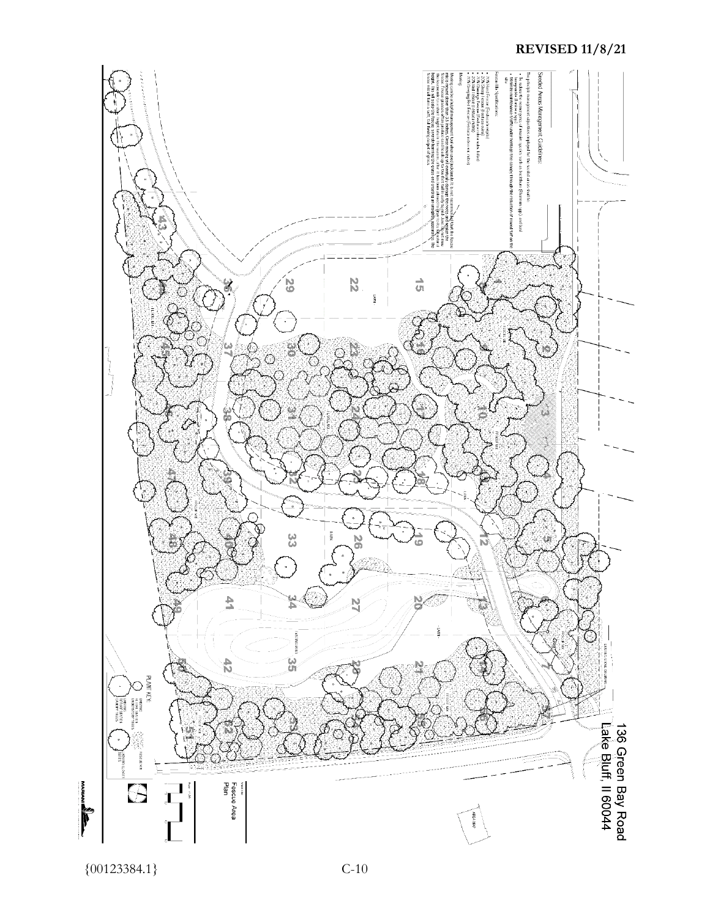**REVISED 11/8/21**

136 Green Bay Road
Lake Bluff, Il 60044

Seeded Areas Management Guidelines:

Fescue Area Plan

PLANT KEY

1 2 3 4 5 6 7 8 9 10 11 12 13 14 15 16 17 18 19 20 21 22 23 24 25 26 27 28 29 30 31 32 33 34 35 36 37 38 39 40 41 42 43 44 45 46 47 48 49 50 51 52 53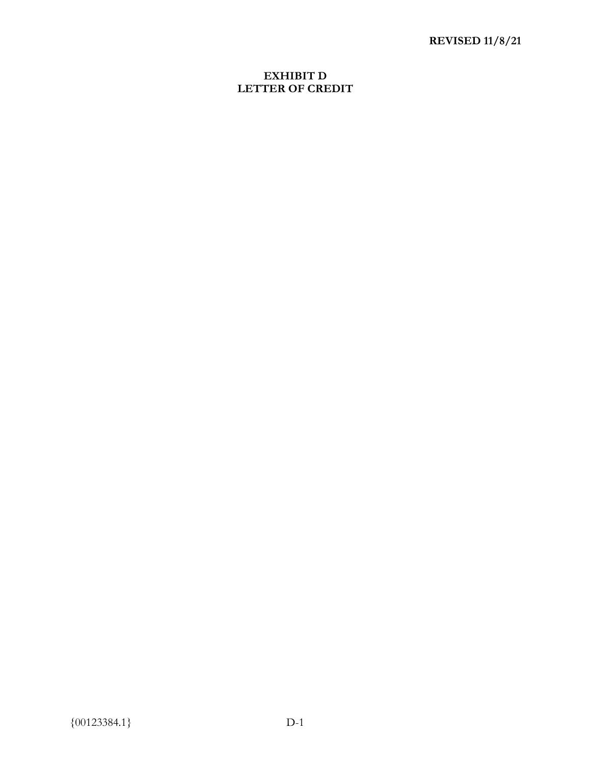**REVISED 11/8/21**

# EXHIBIT D
# LETTER OF CREDIT

{00123384.1}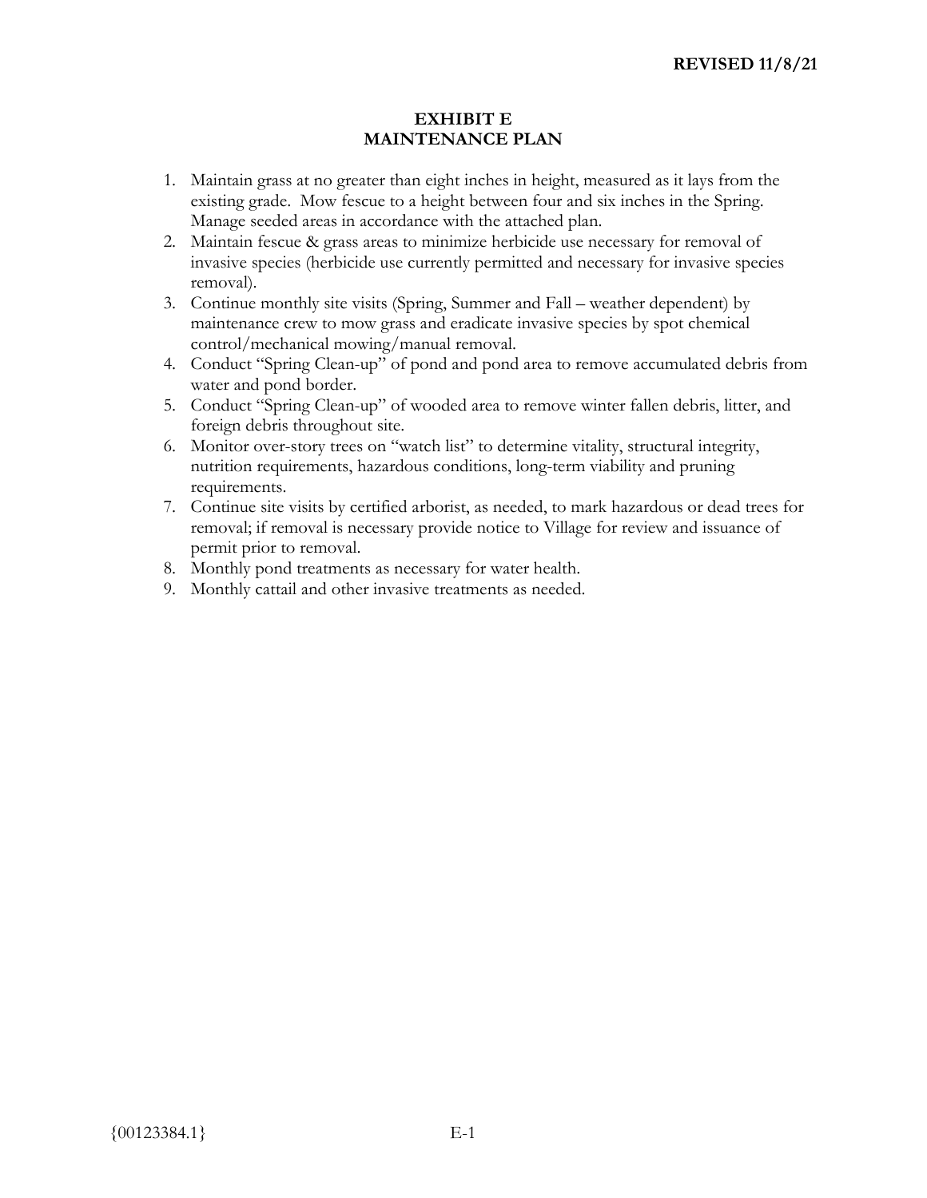**REVISED 11/8/21**

# EXHIBIT E
# MAINTENANCE PLAN

1. Maintain grass at no greater than eight inches in height, measured as it lays from the existing grade. Mow fescue to a height between four and six inches in the Spring. Manage seeded areas in accordance with the attached plan.
2. Maintain fescue & grass areas to minimize herbicide use necessary for removal of invasive species (herbicide use currently permitted and necessary for invasive species removal).
3. Continue monthly site visits (Spring, Summer and Fall – weather dependent) by maintenance crew to mow grass and eradicate invasive species by spot chemical control/mechanical mowing/manual removal.
4. Conduct "Spring Clean-up" of pond and pond area to remove accumulated debris from water and pond border.
5. Conduct "Spring Clean-up" of wooded area to remove winter fallen debris, litter, and foreign debris throughout site.
6. Monitor over-story trees on "watch list" to determine vitality, structural integrity, nutrition requirements, hazardous conditions, long-term viability and pruning requirements.
7. Continue site visits by certified arborist, as needed, to mark hazardous or dead trees for removal; if removal is necessary provide notice to Village for review and issuance of permit prior to removal.
8. Monthly pond treatments as necessary for water health.
9. Monthly cattail and other invasive treatments as needed.

{00123384.1}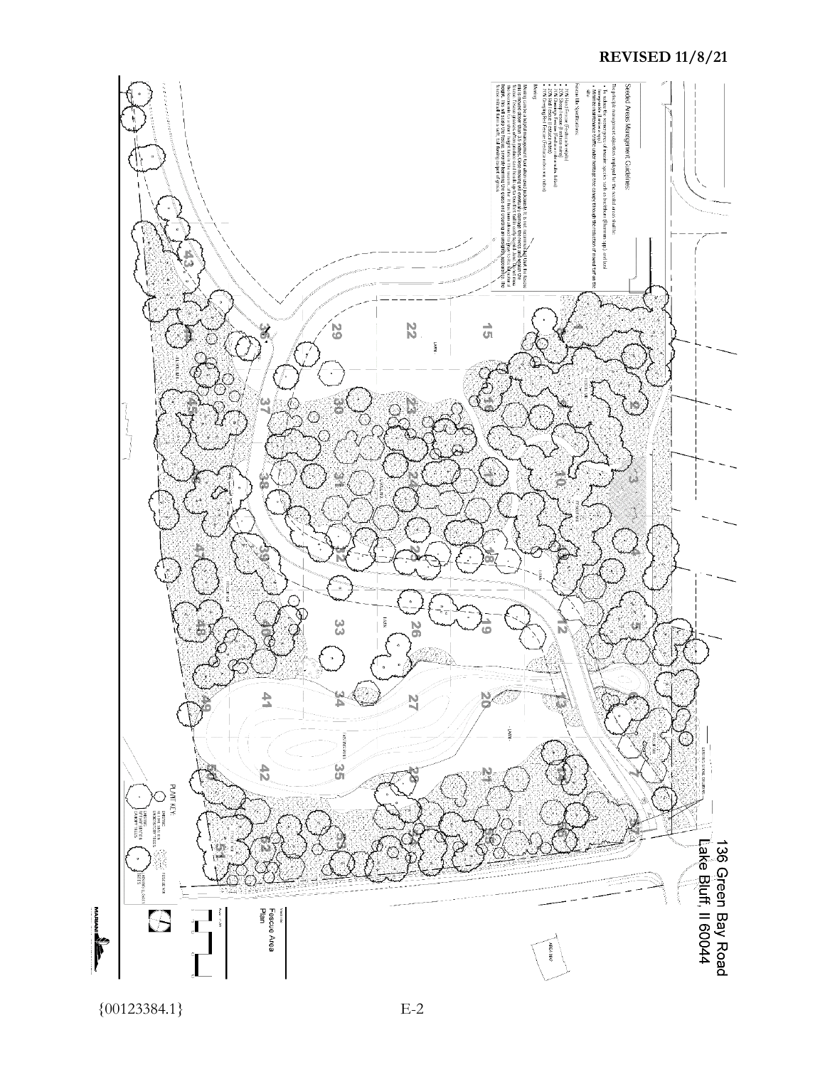**REVISED 11/8/21**

136 Green Bay Road
Lake Bluff, Il 60044

Seeded Areas Management Guidelines:

Fescue Area Plan

E-2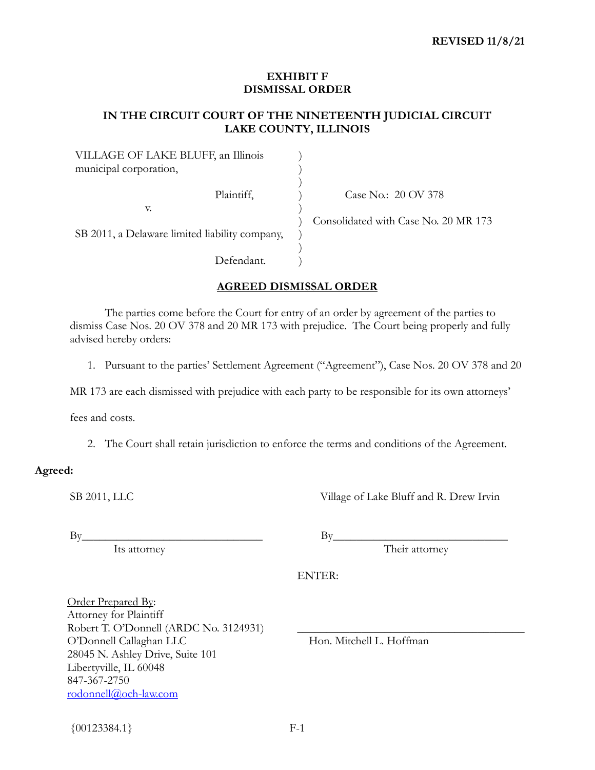**REVISED 11/8/21**

**EXHIBIT F**
**DISMISSAL ORDER**

**IN THE CIRCUIT COURT OF THE NINETEENTH JUDICIAL CIRCUIT**
**LAKE COUNTY, ILLINOIS**

VILLAGE OF LAKE BLUFF, an Illinois municipal corporation,

Plaintiff,

v.

SB 2011, a Delaware limited liability company,

Defendant.

Case No.: 20 OV 378

Consolidated with Case No. 20 MR 173

**AGREED DISMISSAL ORDER**

The parties come before the Court for entry of an order by agreement of the parties to dismiss Case Nos. 20 OV 378 and 20 MR 173 with prejudice. The Court being properly and fully advised hereby orders:

1. Pursuant to the parties' Settlement Agreement ("Agreement"), Case Nos. 20 OV 378 and 20 MR 173 are each dismissed with prejudice with each party to be responsible for its own attorneys' fees and costs.
2. The Court shall retain jurisdiction to enforce the terms and conditions of the Agreement.

**Agreed:**

SB 2011, LLC

By________________________________
Its attorney

Village of Lake Bluff and R. Drew Irvin

By________________________________
Their attorney

ENTER:

________________________________________
Hon. Mitchell L. Hoffman

Order Prepared By:
Attorney for Plaintiff
Robert T. O'Donnell (ARDC No. 3124931)
O'Donnell Callaghan LLC
28045 N. Ashley Drive, Suite 101
Libertyville, IL 60048
847-367-2750
rodonnell@och-law.com

{00123384.1}